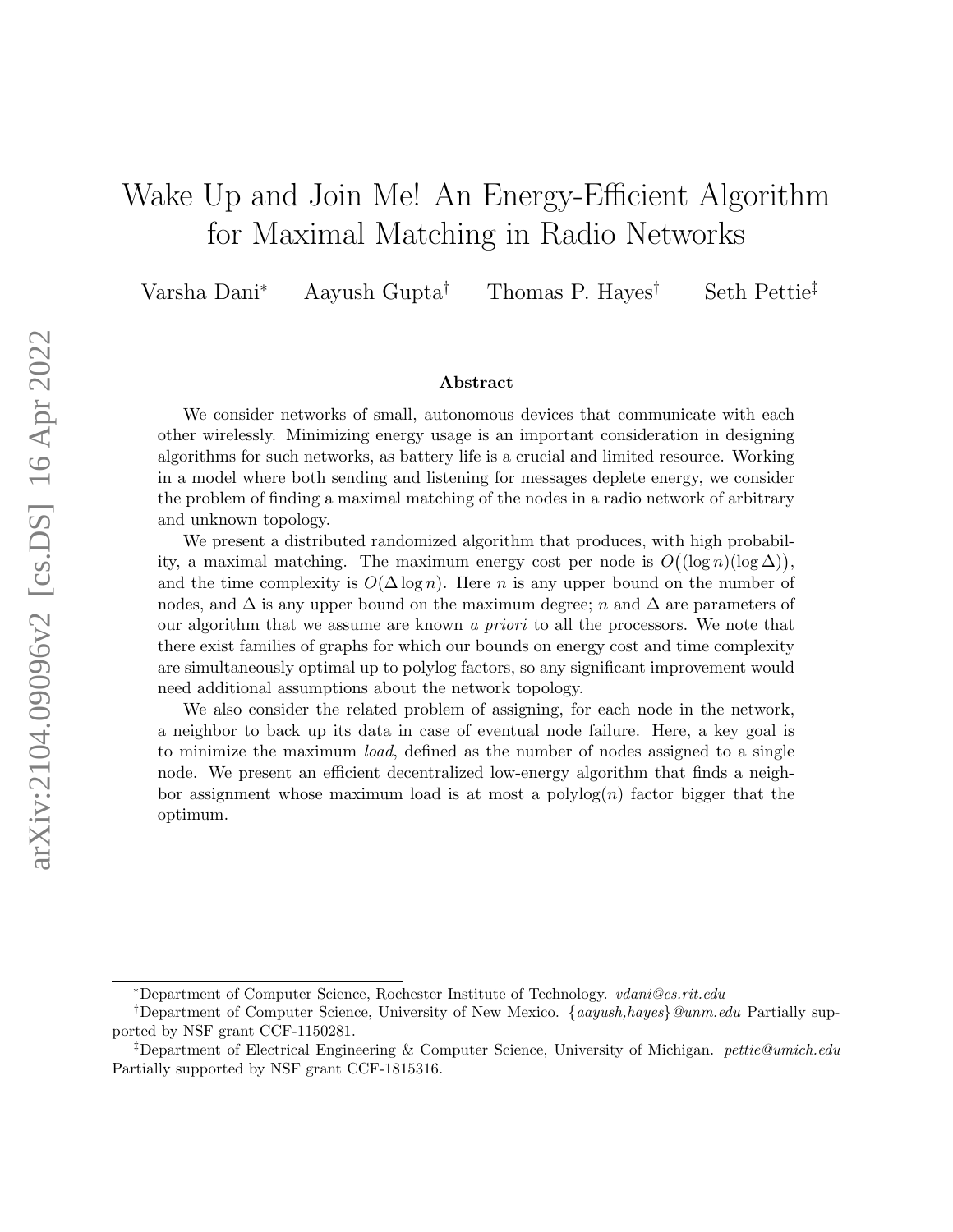# Wake Up and Join Me! An Energy-Efficient Algorithm for Maximal Matching in Radio Networks

Varsha Dani[*] Aayush Gupta[†] Thomas P. Hayes[†] Seth Pettie[‡]

### Abstract

We consider networks of small, autonomous devices that communicate with each other wirelessly. Minimizing energy usage is an important consideration in designing algorithms for such networks, as battery life is a crucial and limited resource. Working in a model where both sending and listening for messages deplete energy, we consider the problem of finding a maximal matching of the nodes in a radio network of arbitrary and unknown topology.

We present a distributed randomized algorithm that produces, with high probability, a maximal matching. The maximum energy cost per node is $O\big((\log n)(\log \Delta)\big)$, and the time complexity is $O(\Delta \log n)$. Here $n$ is any upper bound on the number of nodes, and $\Delta$ is any upper bound on the maximum degree; $n$ and $\Delta$ are parameters of our algorithm that we assume are known *a priori* to all the processors. We note that there exist families of graphs for which our bounds on energy cost and time complexity are simultaneously optimal up to polylog factors, so any significant improvement would need additional assumptions about the network topology.

We also consider the related problem of assigning, for each node in the network, a neighbor to back up its data in case of eventual node failure. Here, a key goal is to minimize the maximum *load*, defined as the number of nodes assigned to a single node. We present an efficient decentralized low-energy algorithm that finds a neighbor assignment whose maximum load is at most a polylog$(n)$ factor bigger that the optimum.

---

[*] Department of Computer Science, Rochester Institute of Technology. *vdani@cs.rit.edu*

[†] Department of Computer Science, University of New Mexico. {*aayush,hayes*}*@unm.edu* Partially supported by NSF grant CCF-1150281.

[‡] Department of Electrical Engineering & Computer Science, University of Michigan. *pettie@umich.edu* Partially supported by NSF grant CCF-1815316.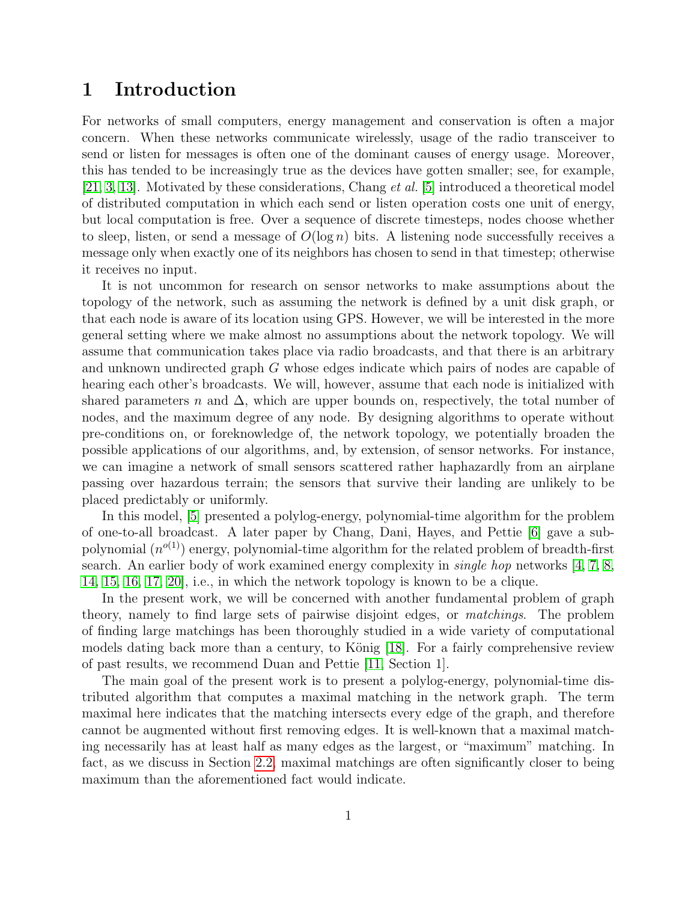# 1 Introduction

For networks of small computers, energy management and conservation is often a major concern. When these networks communicate wirelessly, usage of the radio transceiver to send or listen for messages is often one of the dominant causes of energy usage. Moreover, this has tended to be increasingly true as the devices have gotten smaller; see, for example, [21, 3, 13]. Motivated by these considerations, Chang *et al.* [5] introduced a theoretical model of distributed computation in which each send or listen operation costs one unit of energy, but local computation is free. Over a sequence of discrete timesteps, nodes choose whether to sleep, listen, or send a message of $O(\log n)$ bits. A listening node successfully receives a message only when exactly one of its neighbors has chosen to send in that timestep; otherwise it receives no input.

It is not uncommon for research on sensor networks to make assumptions about the topology of the network, such as assuming the network is defined by a unit disk graph, or that each node is aware of its location using GPS. However, we will be interested in the more general setting where we make almost no assumptions about the network topology. We will assume that communication takes place via radio broadcasts, and that there is an arbitrary and unknown undirected graph $G$ whose edges indicate which pairs of nodes are capable of hearing each other's broadcasts. We will, however, assume that each node is initialized with shared parameters $n$ and $\Delta$, which are upper bounds on, respectively, the total number of nodes, and the maximum degree of any node. By designing algorithms to operate without pre-conditions on, or foreknowledge of, the network topology, we potentially broaden the possible applications of our algorithms, and, by extension, of sensor networks. For instance, we can imagine a network of small sensors scattered rather haphazardly from an airplane passing over hazardous terrain; the sensors that survive their landing are unlikely to be placed predictably or uniformly.

In this model, [5] presented a polylog-energy, polynomial-time algorithm for the problem of one-to-all broadcast. A later paper by Chang, Dani, Hayes, and Pettie [6] gave a sub-polynomial ($n^{o(1)}$) energy, polynomial-time algorithm for the related problem of breadth-first search. An earlier body of work examined energy complexity in *single hop* networks [4, 7, 8, 14, 15, 16, 17, 20], i.e., in which the network topology is known to be a clique.

In the present work, we will be concerned with another fundamental problem of graph theory, namely to find large sets of pairwise disjoint edges, or *matchings*. The problem of finding large matchings has been thoroughly studied in a wide variety of computational models dating back more than a century, to König [18]. For a fairly comprehensive review of past results, we recommend Duan and Pettie [11, Section 1].

The main goal of the present work is to present a polylog-energy, polynomial-time distributed algorithm that computes a maximal matching in the network graph. The term maximal here indicates that the matching intersects every edge of the graph, and therefore cannot be augmented without first removing edges. It is well-known that a maximal matching necessarily has at least half as many edges as the largest, or "maximum" matching. In fact, as we discuss in Section 2.2, maximal matchings are often significantly closer to being maximum than the aforementioned fact would indicate.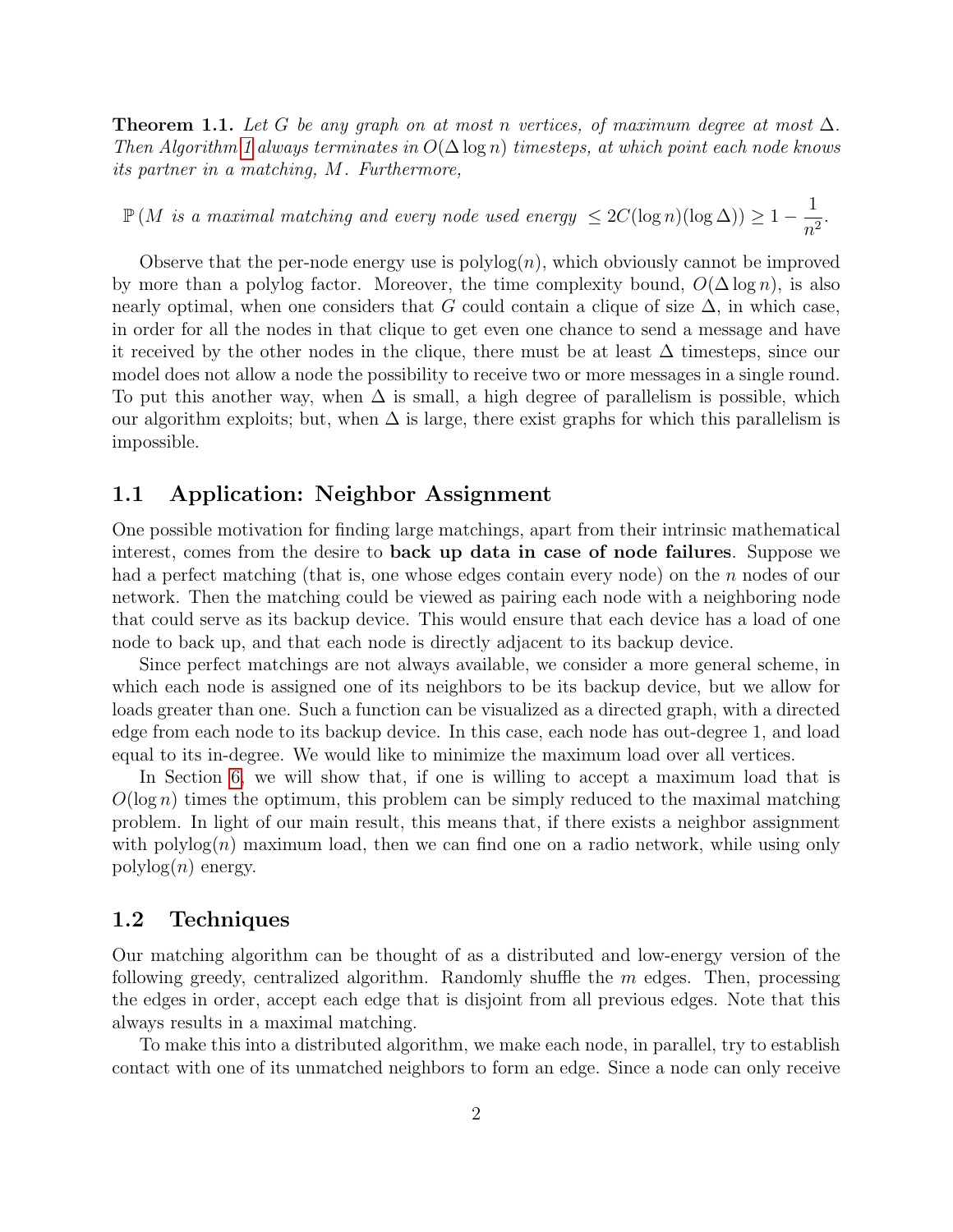**Theorem 1.1.** *Let $G$ be any graph on at most $n$ vertices, of maximum degree at most $\Delta$. Then Algorithm 1 always terminates in $O(\Delta \log n)$ timesteps, at which point each node knows its partner in a matching, $M$. Furthermore,*

$$\mathbb{P}\left(M \text{ is a maximal matching and every node used energy } \leq 2C(\log n)(\log \Delta)\right) \geq 1 - \frac{1}{n^2}.$$

Observe that the per-node energy use is $\text{polylog}(n)$, which obviously cannot be improved by more than a polylog factor. Moreover, the time complexity bound, $O(\Delta \log n)$, is also nearly optimal, when one considers that $G$ could contain a clique of size $\Delta$, in which case, in order for all the nodes in that clique to get even one chance to send a message and have it received by the other nodes in the clique, there must be at least $\Delta$ timesteps, since our model does not allow a node the possibility to receive two or more messages in a single round. To put this another way, when $\Delta$ is small, a high degree of parallelism is possible, which our algorithm exploits; but, when $\Delta$ is large, there exist graphs for which this parallelism is impossible.

## 1.1 Application: Neighbor Assignment

One possible motivation for finding large matchings, apart from their intrinsic mathematical interest, comes from the desire to **back up data in case of node failures**. Suppose we had a perfect matching (that is, one whose edges contain every node) on the $n$ nodes of our network. Then the matching could be viewed as pairing each node with a neighboring node that could serve as its backup device. This would ensure that each device has a load of one node to back up, and that each node is directly adjacent to its backup device.

Since perfect matchings are not always available, we consider a more general scheme, in which each node is assigned one of its neighbors to be its backup device, but we allow for loads greater than one. Such a function can be visualized as a directed graph, with a directed edge from each node to its backup device. In this case, each node has out-degree 1, and load equal to its in-degree. We would like to minimize the maximum load over all vertices.

In Section 6, we will show that, if one is willing to accept a maximum load that is $O(\log n)$ times the optimum, this problem can be simply reduced to the maximal matching problem. In light of our main result, this means that, if there exists a neighbor assignment with $\text{polylog}(n)$ maximum load, then we can find one on a radio network, while using only $\text{polylog}(n)$ energy.

## 1.2 Techniques

Our matching algorithm can be thought of as a distributed and low-energy version of the following greedy, centralized algorithm. Randomly shuffle the $m$ edges. Then, processing the edges in order, accept each edge that is disjoint from all previous edges. Note that this always results in a maximal matching.

To make this into a distributed algorithm, we make each node, in parallel, try to establish contact with one of its unmatched neighbors to form an edge. Since a node can only receive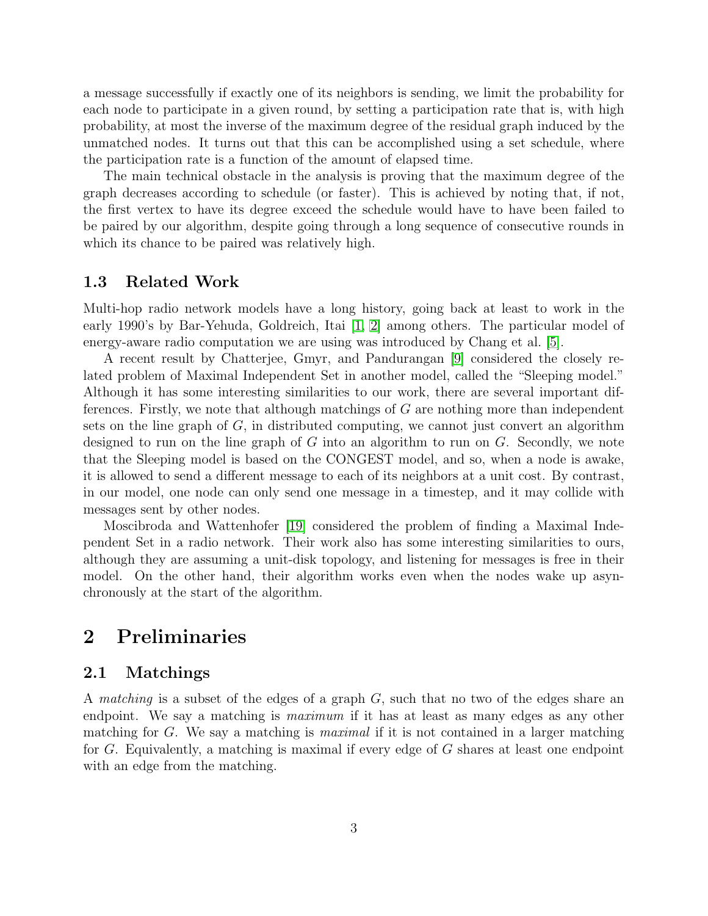a message successfully if exactly one of its neighbors is sending, we limit the probability for each node to participate in a given round, by setting a participation rate that is, with high probability, at most the inverse of the maximum degree of the residual graph induced by the unmatched nodes. It turns out that this can be accomplished using a set schedule, where the participation rate is a function of the amount of elapsed time.

The main technical obstacle in the analysis is proving that the maximum degree of the graph decreases according to schedule (or faster). This is achieved by noting that, if not, the first vertex to have its degree exceed the schedule would have to have been failed to be paired by our algorithm, despite going through a long sequence of consecutive rounds in which its chance to be paired was relatively high.

### 1.3 Related Work

Multi-hop radio network models have a long history, going back at least to work in the early 1990's by Bar-Yehuda, Goldreich, Itai [1, 2] among others. The particular model of energy-aware radio computation we are using was introduced by Chang et al. [5].

A recent result by Chatterjee, Gmyr, and Pandurangan [9] considered the closely related problem of Maximal Independent Set in another model, called the "Sleeping model." Although it has some interesting similarities to our work, there are several important differences. Firstly, we note that although matchings of $G$ are nothing more than independent sets on the line graph of $G$, in distributed computing, we cannot just convert an algorithm designed to run on the line graph of $G$ into an algorithm to run on $G$. Secondly, we note that the Sleeping model is based on the CONGEST model, and so, when a node is awake, it is allowed to send a different message to each of its neighbors at a unit cost. By contrast, in our model, one node can only send one message in a timestep, and it may collide with messages sent by other nodes.

Moscibroda and Wattenhofer [19] considered the problem of finding a Maximal Independent Set in a radio network. Their work also has some interesting similarities to ours, although they are assuming a unit-disk topology, and listening for messages is free in their model. On the other hand, their algorithm works even when the nodes wake up asynchronously at the start of the algorithm.

## 2 Preliminaries

### 2.1 Matchings

A *matching* is a subset of the edges of a graph $G$, such that no two of the edges share an endpoint. We say a matching is *maximum* if it has at least as many edges as any other matching for $G$. We say a matching is *maximal* if it is not contained in a larger matching for $G$. Equivalently, a matching is maximal if every edge of $G$ shares at least one endpoint with an edge from the matching.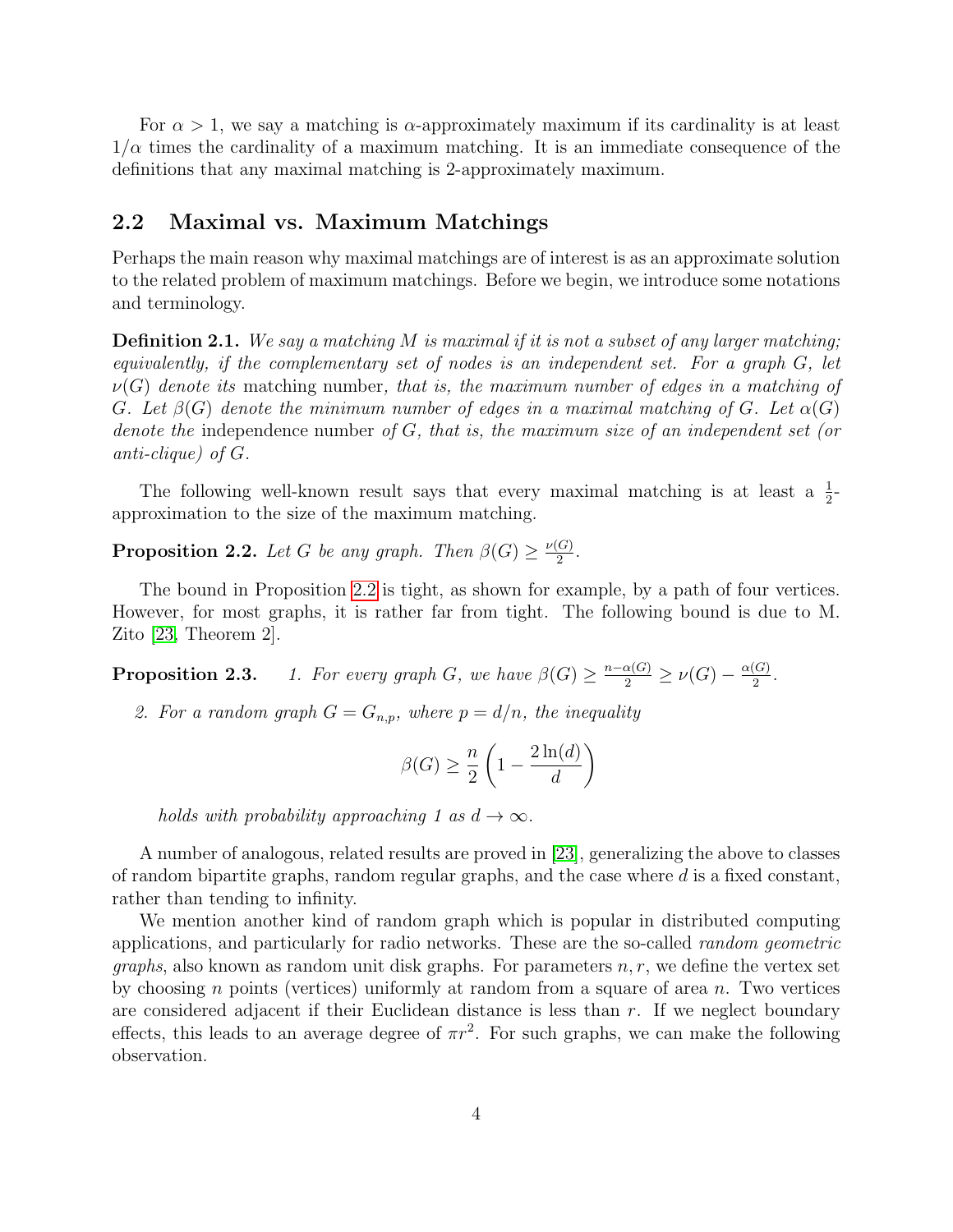For $\alpha > 1$, we say a matching is $\alpha$-approximately maximum if its cardinality is at least $1/\alpha$ times the cardinality of a maximum matching. It is an immediate consequence of the definitions that any maximal matching is 2-approximately maximum.

## 2.2 Maximal vs. Maximum Matchings

Perhaps the main reason why maximal matchings are of interest is as an approximate solution to the related problem of maximum matchings. Before we begin, we introduce some notations and terminology.

**Definition 2.1.** *We say a matching $M$ is maximal if it is not a subset of any larger matching; equivalently, if the complementary set of nodes is an independent set. For a graph $G$, let $\nu(G)$ denote its* matching number*, that is, the maximum number of edges in a matching of $G$. Let $\beta(G)$ denote the minimum number of edges in a maximal matching of $G$. Let $\alpha(G)$ denote the* independence number *of $G$, that is, the maximum size of an independent set (or anti-clique) of $G$.*

The following well-known result says that every maximal matching is at least a $\frac{1}{2}$-approximation to the size of the maximum matching.

**Proposition 2.2.** *Let $G$ be any graph. Then $\beta(G) \geq \frac{\nu(G)}{2}$.*

The bound in Proposition 2.2 is tight, as shown for example, by a path of four vertices. However, for most graphs, it is rather far from tight. The following bound is due to M. Zito [23, Theorem 2].

**Proposition 2.3.** 1. *For every graph $G$, we have $\beta(G) \geq \frac{n-\alpha(G)}{2} \geq \nu(G) - \frac{\alpha(G)}{2}$.*

2. *For a random graph $G = G_{n,p}$, where $p = d/n$, the inequality*

$$\beta(G) \geq \frac{n}{2}\left(1 - \frac{2\ln(d)}{d}\right)$$

*holds with probability approaching 1 as $d \to \infty$.*

A number of analogous, related results are proved in [23], generalizing the above to classes of random bipartite graphs, random regular graphs, and the case where $d$ is a fixed constant, rather than tending to infinity.

We mention another kind of random graph which is popular in distributed computing applications, and particularly for radio networks. These are the so-called *random geometric graphs*, also known as random unit disk graphs. For parameters $n, r$, we define the vertex set by choosing $n$ points (vertices) uniformly at random from a square of area $n$. Two vertices are considered adjacent if their Euclidean distance is less than $r$. If we neglect boundary effects, this leads to an average degree of $\pi r^2$. For such graphs, we can make the following observation.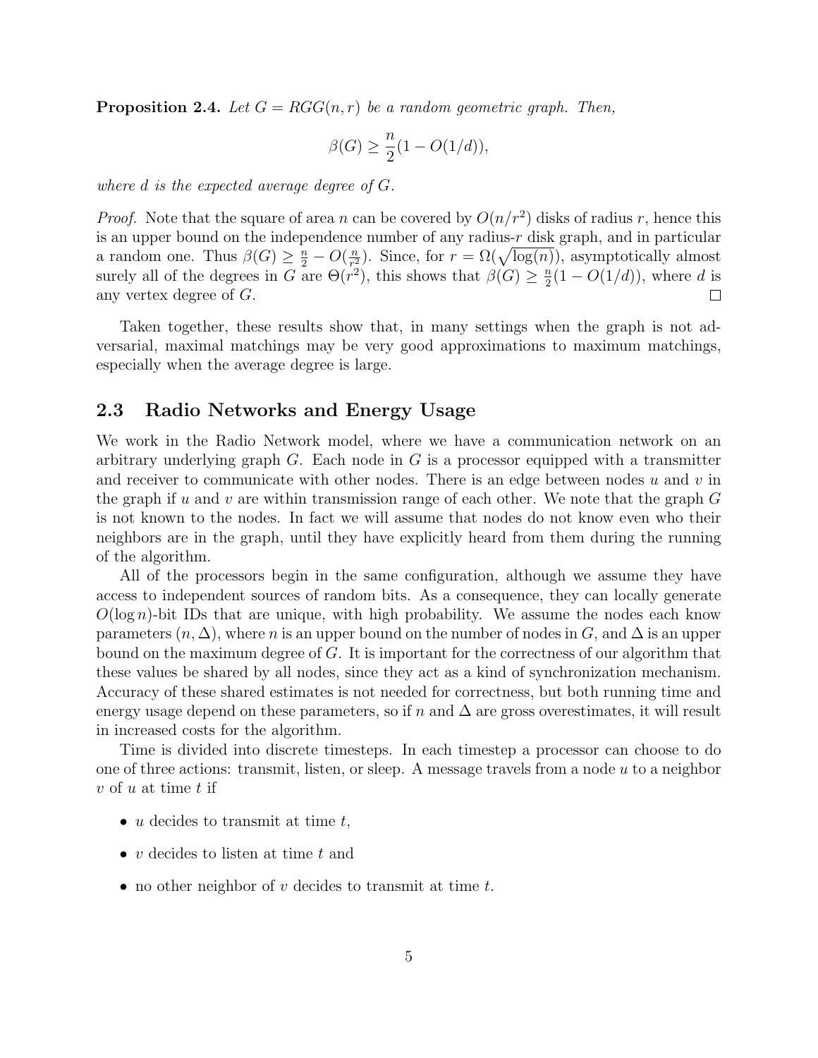**Proposition 2.4.** *Let $G = RGG(n, r)$ be a random geometric graph. Then,*

$$\beta(G) \geq \frac{n}{2}(1 - O(1/d)),$$

*where $d$ is the expected average degree of $G$.*

*Proof.* Note that the square of area $n$ can be covered by $O(n/r^2)$ disks of radius $r$, hence this is an upper bound on the independence number of any radius-$r$ disk graph, and in particular a random one. Thus $\beta(G) \geq \frac{n}{2} - O(\frac{n}{r^2})$. Since, for $r = \Omega(\sqrt{\log(n)})$, asymptotically almost surely all of the degrees in $G$ are $\Theta(r^2)$, this shows that $\beta(G) \geq \frac{n}{2}(1 - O(1/d))$, where $d$ is any vertex degree of $G$. □

Taken together, these results show that, in many settings when the graph is not adversarial, maximal matchings may be very good approximations to maximum matchings, especially when the average degree is large.

## 2.3 Radio Networks and Energy Usage

We work in the Radio Network model, where we have a communication network on an arbitrary underlying graph $G$. Each node in $G$ is a processor equipped with a transmitter and receiver to communicate with other nodes. There is an edge between nodes $u$ and $v$ in the graph if $u$ and $v$ are within transmission range of each other. We note that the graph $G$ is not known to the nodes. In fact we will assume that nodes do not know even who their neighbors are in the graph, until they have explicitly heard from them during the running of the algorithm.

All of the processors begin in the same configuration, although we assume they have access to independent sources of random bits. As a consequence, they can locally generate $O(\log n)$-bit IDs that are unique, with high probability. We assume the nodes each know parameters $(n, \Delta)$, where $n$ is an upper bound on the number of nodes in $G$, and $\Delta$ is an upper bound on the maximum degree of $G$. It is important for the correctness of our algorithm that these values be shared by all nodes, since they act as a kind of synchronization mechanism. Accuracy of these shared estimates is not needed for correctness, but both running time and energy usage depend on these parameters, so if $n$ and $\Delta$ are gross overestimates, it will result in increased costs for the algorithm.

Time is divided into discrete timesteps. In each timestep a processor can choose to do one of three actions: transmit, listen, or sleep. A message travels from a node $u$ to a neighbor $v$ of $u$ at time $t$ if

- $u$ decides to transmit at time $t$,
- $v$ decides to listen at time $t$ and
- no other neighbor of $v$ decides to transmit at time $t$.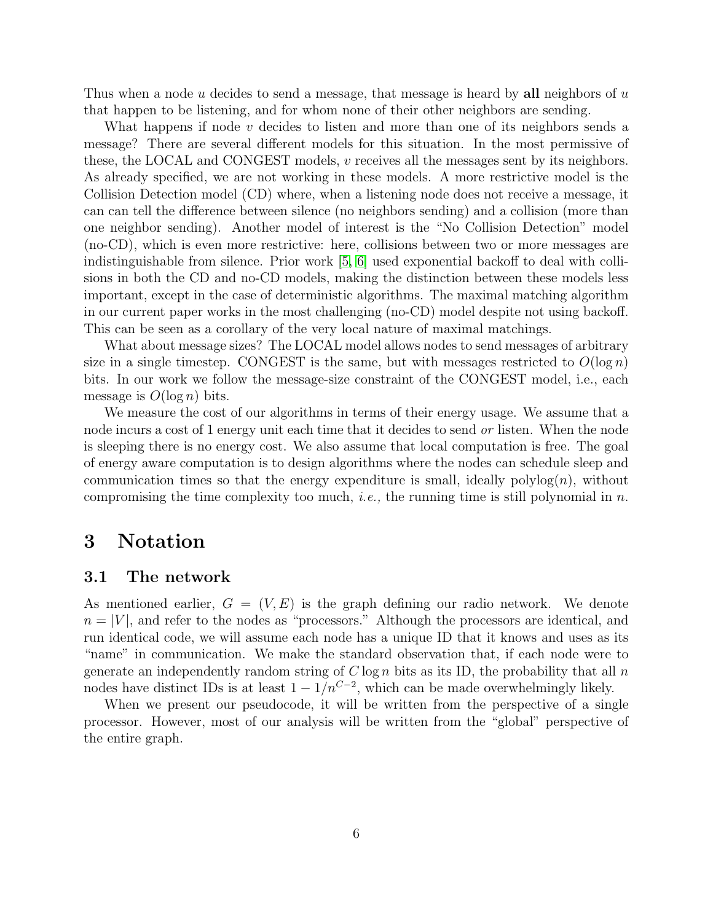Thus when a node $u$ decides to send a message, that message is heard by **all** neighbors of $u$ that happen to be listening, and for whom none of their other neighbors are sending.

What happens if node $v$ decides to listen and more than one of its neighbors sends a message? There are several different models for this situation. In the most permissive of these, the LOCAL and CONGEST models, $v$ receives all the messages sent by its neighbors. As already specified, we are not working in these models. A more restrictive model is the Collision Detection model (CD) where, when a listening node does not receive a message, it can can tell the difference between silence (no neighbors sending) and a collision (more than one neighbor sending). Another model of interest is the "No Collision Detection" model (no-CD), which is even more restrictive: here, collisions between two or more messages are indistinguishable from silence. Prior work [5, 6] used exponential backoff to deal with collisions in both the CD and no-CD models, making the distinction between these models less important, except in the case of deterministic algorithms. The maximal matching algorithm in our current paper works in the most challenging (no-CD) model despite not using backoff. This can be seen as a corollary of the very local nature of maximal matchings.

What about message sizes? The LOCAL model allows nodes to send messages of arbitrary size in a single timestep. CONGEST is the same, but with messages restricted to $O(\log n)$ bits. In our work we follow the message-size constraint of the CONGEST model, i.e., each message is $O(\log n)$ bits.

We measure the cost of our algorithms in terms of their energy usage. We assume that a node incurs a cost of 1 energy unit each time that it decides to send *or* listen. When the node is sleeping there is no energy cost. We also assume that local computation is free. The goal of energy aware computation is to design algorithms where the nodes can schedule sleep and communication times so that the energy expenditure is small, ideally $\text{polylog}(n)$, without compromising the time complexity too much, *i.e.,* the running time is still polynomial in $n$.

# 3 Notation

## 3.1 The network

As mentioned earlier, $G = (V, E)$ is the graph defining our radio network. We denote $n = |V|$, and refer to the nodes as "processors." Although the processors are identical, and run identical code, we will assume each node has a unique ID that it knows and uses as its "name" in communication. We make the standard observation that, if each node were to generate an independently random string of $C \log n$ bits as its ID, the probability that all $n$ nodes have distinct IDs is at least $1 - 1/n^{C-2}$, which can be made overwhelmingly likely.

When we present our pseudocode, it will be written from the perspective of a single processor. However, most of our analysis will be written from the "global" perspective of the entire graph.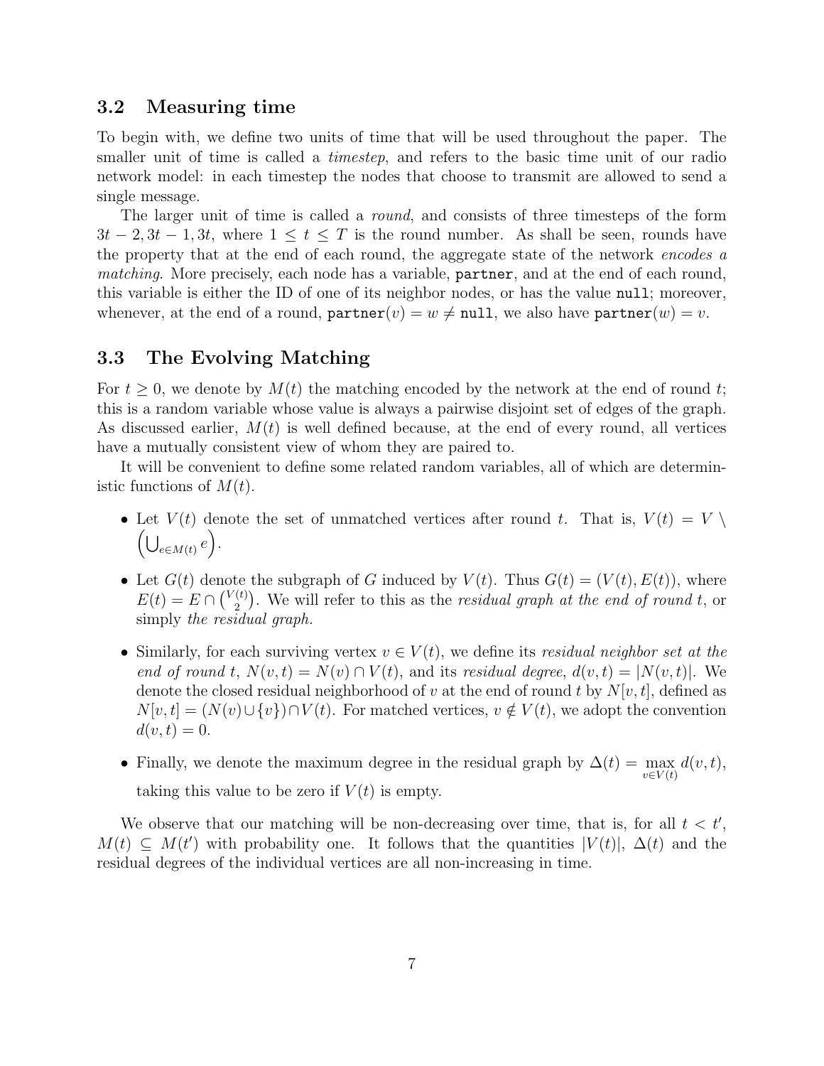### 3.2 Measuring time

To begin with, we define two units of time that will be used throughout the paper. The smaller unit of time is called a *timestep*, and refers to the basic time unit of our radio network model: in each timestep the nodes that choose to transmit are allowed to send a single message.

The larger unit of time is called a *round*, and consists of three timesteps of the form $3t-2, 3t-1, 3t$, where $1 \leq t \leq T$ is the round number. As shall be seen, rounds have the property that at the end of each round, the aggregate state of the network *encodes a matching*. More precisely, each node has a variable, `partner`, and at the end of each round, this variable is either the ID of one of its neighbor nodes, or has the value `null`; moreover, whenever, at the end of a round, $\texttt{partner}(v) = w \neq \texttt{null}$, we also have $\texttt{partner}(w) = v$.

### 3.3 The Evolving Matching

For $t \geq 0$, we denote by $M(t)$ the matching encoded by the network at the end of round $t$; this is a random variable whose value is always a pairwise disjoint set of edges of the graph. As discussed earlier, $M(t)$ is well defined because, at the end of every round, all vertices have a mutually consistent view of whom they are paired to.

It will be convenient to define some related random variables, all of which are deterministic functions of $M(t)$.

- Let $V(t)$ denote the set of unmatched vertices after round $t$. That is, $V(t) = V \setminus \left(\bigcup_{e \in M(t)} e\right)$.
- Let $G(t)$ denote the subgraph of $G$ induced by $V(t)$. Thus $G(t) = (V(t), E(t))$, where $E(t) = E \cap \binom{V(t)}{2}$. We will refer to this as the *residual graph at the end of round* $t$, or simply *the residual graph.*
- Similarly, for each surviving vertex $v \in V(t)$, we define its *residual neighbor set at the end of round* $t$, $N(v,t) = N(v) \cap V(t)$, and its *residual degree*, $d(v,t) = |N(v,t)|$. We denote the closed residual neighborhood of $v$ at the end of round $t$ by $N[v,t]$, defined as $N[v,t] = (N(v) \cup \{v\}) \cap V(t)$. For matched vertices, $v \notin V(t)$, we adopt the convention $d(v,t) = 0$.
- Finally, we denote the maximum degree in the residual graph by $\Delta(t) = \max_{v \in V(t)} d(v,t)$, taking this value to be zero if $V(t)$ is empty.

We observe that our matching will be non-decreasing over time, that is, for all $t < t'$, $M(t) \subseteq M(t')$ with probability one. It follows that the quantities $|V(t)|$, $\Delta(t)$ and the residual degrees of the individual vertices are all non-increasing in time.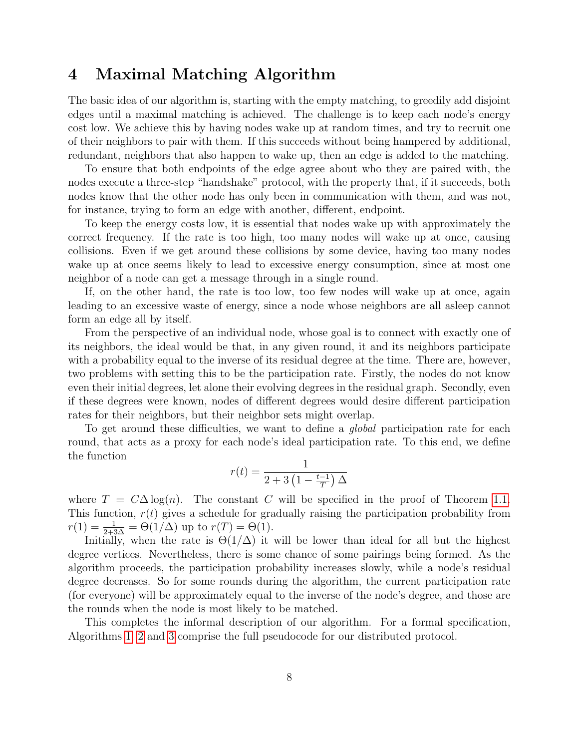# 4 Maximal Matching Algorithm

The basic idea of our algorithm is, starting with the empty matching, to greedily add disjoint edges until a maximal matching is achieved. The challenge is to keep each node's energy cost low. We achieve this by having nodes wake up at random times, and try to recruit one of their neighbors to pair with them. If this succeeds without being hampered by additional, redundant, neighbors that also happen to wake up, then an edge is added to the matching.

To ensure that both endpoints of the edge agree about who they are paired with, the nodes execute a three-step "handshake" protocol, with the property that, if it succeeds, both nodes know that the other node has only been in communication with them, and was not, for instance, trying to form an edge with another, different, endpoint.

To keep the energy costs low, it is essential that nodes wake up with approximately the correct frequency. If the rate is too high, too many nodes will wake up at once, causing collisions. Even if we get around these collisions by some device, having too many nodes wake up at once seems likely to lead to excessive energy consumption, since at most one neighbor of a node can get a message through in a single round.

If, on the other hand, the rate is too low, too few nodes will wake up at once, again leading to an excessive waste of energy, since a node whose neighbors are all asleep cannot form an edge all by itself.

From the perspective of an individual node, whose goal is to connect with exactly one of its neighbors, the ideal would be that, in any given round, it and its neighbors participate with a probability equal to the inverse of its residual degree at the time. There are, however, two problems with setting this to be the participation rate. Firstly, the nodes do not know even their initial degrees, let alone their evolving degrees in the residual graph. Secondly, even if these degrees were known, nodes of different degrees would desire different participation rates for their neighbors, but their neighbor sets might overlap.

To get around these difficulties, we want to define a *global* participation rate for each round, that acts as a proxy for each node's ideal participation rate. To this end, we define the function

$$r(t) = \frac{1}{2 + 3\left(1 - \frac{t-1}{T}\right)\Delta}$$

where $T = C\Delta \log(n)$. The constant $C$ will be specified in the proof of Theorem 1.1. This function, $r(t)$ gives a schedule for gradually raising the participation probability from $r(1) = \frac{1}{2+3\Delta} = \Theta(1/\Delta)$ up to $r(T) = \Theta(1)$.

Initially, when the rate is $\Theta(1/\Delta)$ it will be lower than ideal for all but the highest degree vertices. Nevertheless, there is some chance of some pairings being formed. As the algorithm proceeds, the participation probability increases slowly, while a node's residual degree decreases. So for some rounds during the algorithm, the current participation rate (for everyone) will be approximately equal to the inverse of the node's degree, and those are the rounds when the node is most likely to be matched.

This completes the informal description of our algorithm. For a formal specification, Algorithms 1, 2 and 3 comprise the full pseudocode for our distributed protocol.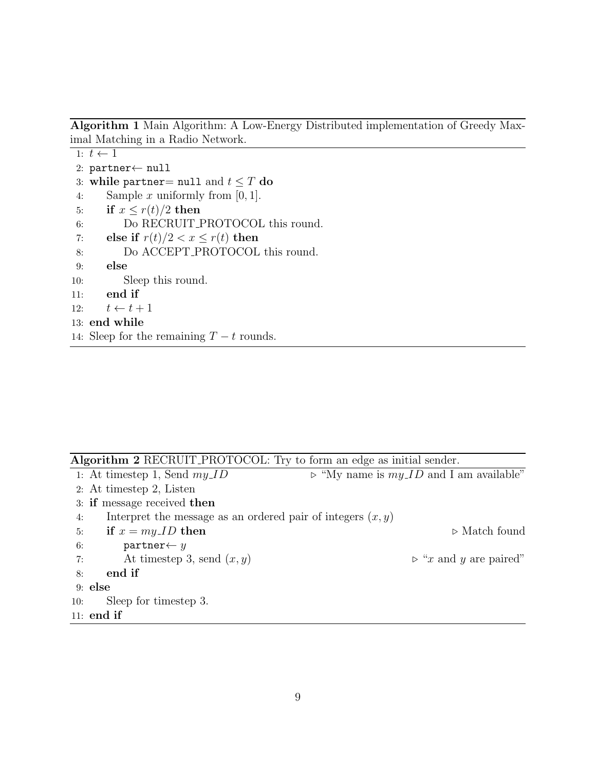**Algorithm 1** Main Algorithm: A Low-Energy Distributed implementation of Greedy Maximal Matching in a Radio Network.

```
1:  t ← 1
2:  partner ← null
3:  while partner = null and t ≤ T do
4:      Sample x uniformly from [0, 1].
5:      if x ≤ r(t)/2 then
6:          Do RECRUIT_PROTOCOL this round.
7:      else if r(t)/2 < x ≤ r(t) then
8:          Do ACCEPT_PROTOCOL this round.
9:      else
10:         Sleep this round.
11:     end if
12:     t ← t + 1
13: end while
14: Sleep for the remaining T − t rounds.
```

**Algorithm 2** RECRUIT_PROTOCOL: Try to form an edge as initial sender.

```
1:  At timestep 1, Send my_ID                 ▷ "My name is my_ID and I am available"
2:  At timestep 2, Listen
3:  if message received then
4:      Interpret the message as an ordered pair of integers (x, y)
5:      if x = my_ID then                                          ▷ Match found
6:          partner ← y
7:          At timestep 3, send (x, y)                   ▷ "x and y are paired"
8:      end if
9:  else
10:     Sleep for timestep 3.
11: end if
```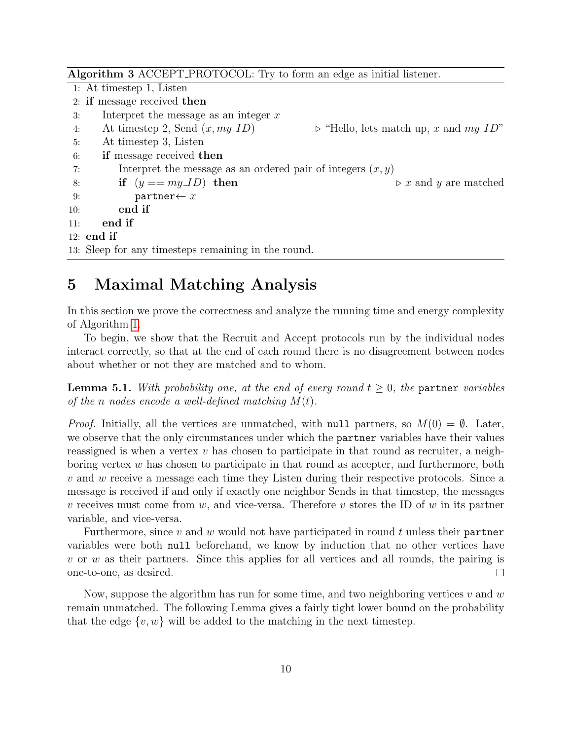**Algorithm 3** ACCEPT_PROTOCOL: Try to form an edge as initial listener.

```
1: At timestep 1, Listen
2: if message received then
3:     Interpret the message as an integer x
4:     At timestep 2, Send (x, my_ID)          ▷ "Hello, lets match up, x and my_ID"
5:     At timestep 3, Listen
6:     if message received then
7:         Interpret the message as an ordered pair of integers (x, y)
8:         if (y == my_ID) then                 ▷ x and y are matched
9:             partner ← x
10:        end if
11:    end if
12: end if
13: Sleep for any timesteps remaining in the round.
```

# 5 Maximal Matching Analysis

In this section we prove the correctness and analyze the running time and energy complexity of Algorithm 1.

To begin, we show that the Recruit and Accept protocols run by the individual nodes interact correctly, so that at the end of each round there is no disagreement between nodes about whether or not they are matched and to whom.

**Lemma 5.1.** *With probability one, at the end of every round $t \geq 0$, the* `partner` *variables of the $n$ nodes encode a well-defined matching $M(t)$.*

*Proof.* Initially, all the vertices are unmatched, with `null` partners, so $M(0) = \emptyset$. Later, we observe that the only circumstances under which the `partner` variables have their values reassigned is when a vertex $v$ has chosen to participate in that round as recruiter, a neighboring vertex $w$ has chosen to participate in that round as accepter, and furthermore, both $v$ and $w$ receive a message each time they Listen during their respective protocols. Since a message is received if and only if exactly one neighbor Sends in that timestep, the messages $v$ receives must come from $w$, and vice-versa. Therefore $v$ stores the ID of $w$ in its partner variable, and vice-versa.

Furthermore, since $v$ and $w$ would not have participated in round $t$ unless their `partner` variables were both `null` beforehand, we know by induction that no other vertices have $v$ or $w$ as their partners. Since this applies for all vertices and all rounds, the pairing is one-to-one, as desired. □

Now, suppose the algorithm has run for some time, and two neighboring vertices $v$ and $w$ remain unmatched. The following Lemma gives a fairly tight lower bound on the probability that the edge $\{v, w\}$ will be added to the matching in the next timestep.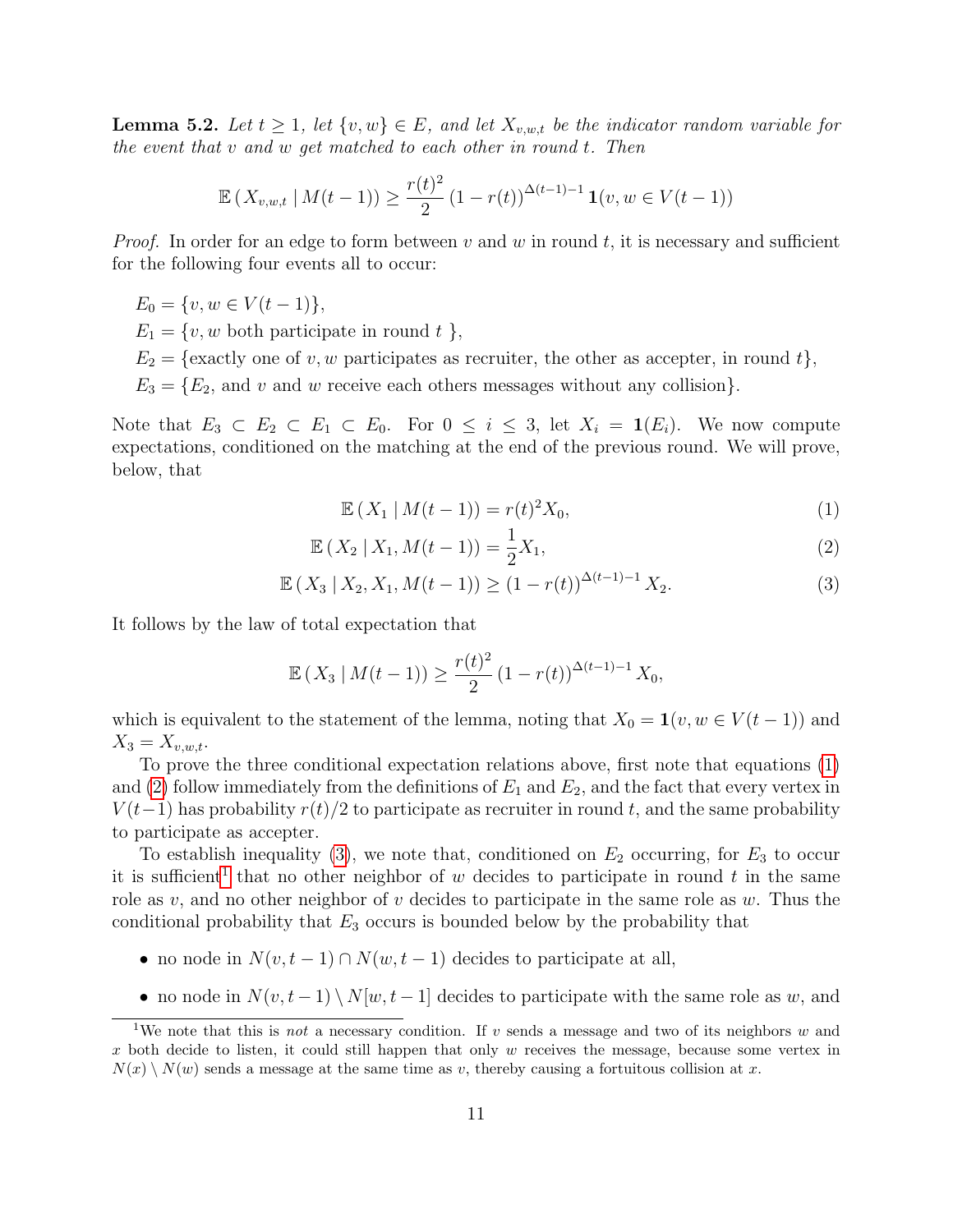**Lemma 5.2.** *Let $t \geq 1$, let $\{v, w\} \in E$, and let $X_{v,w,t}$ be the indicator random variable for the event that $v$ and $w$ get matched to each other in round $t$. Then*

$$\mathbb{E}\left(X_{v,w,t} \mid M(t-1)\right) \geq \frac{r(t)^2}{2}\left(1 - r(t)\right)^{\Delta(t-1)-1} \mathbf{1}(v, w \in V(t-1))$$

*Proof.* In order for an edge to form between $v$ and $w$ in round $t$, it is necessary and sufficient for the following four events all to occur:

$E_0 = \{v, w \in V(t-1)\}$,

$E_1 = \{v, w$ both participate in round $t$ $\}$,

$E_2 = \{$exactly one of $v, w$ participates as recruiter, the other as accepter, in round $t\}$,

$E_3 = \{E_2$, and $v$ and $w$ receive each others messages without any collision$\}$.

Note that $E_3 \subset E_2 \subset E_1 \subset E_0$. For $0 \leq i \leq 3$, let $X_i = \mathbf{1}(E_i)$. We now compute expectations, conditioned on the matching at the end of the previous round. We will prove, below, that

$$\mathbb{E}\left(X_1 \mid M(t-1)\right) = r(t)^2 X_0, \tag{1}$$

$$\mathbb{E}\left(X_2 \mid X_1, M(t-1)\right) = \frac{1}{2} X_1, \tag{2}$$

$$\mathbb{E}\left(X_3 \mid X_2, X_1, M(t-1)\right) \geq \left(1 - r(t)\right)^{\Delta(t-1)-1} X_2. \tag{3}$$

It follows by the law of total expectation that

$$\mathbb{E}\left(X_3 \mid M(t-1)\right) \geq \frac{r(t)^2}{2}\left(1 - r(t)\right)^{\Delta(t-1)-1} X_0,$$

which is equivalent to the statement of the lemma, noting that $X_0 = \mathbf{1}(v, w \in V(t-1))$ and $X_3 = X_{v,w,t}$.

To prove the three conditional expectation relations above, first note that equations (1) and (2) follow immediately from the definitions of $E_1$ and $E_2$, and the fact that every vertex in $V(t-1)$ has probability $r(t)/2$ to participate as recruiter in round $t$, and the same probability to participate as accepter.

To establish inequality (3), we note that, conditioned on $E_2$ occurring, for $E_3$ to occur it is sufficient[1] that no other neighbor of $w$ decides to participate in round $t$ in the same role as $v$, and no other neighbor of $v$ decides to participate in the same role as $w$. Thus the conditional probability that $E_3$ occurs is bounded below by the probability that

- no node in $N(v, t-1) \cap N(w, t-1)$ decides to participate at all,
- no node in $N(v, t-1) \setminus N[w, t-1]$ decides to participate with the same role as $w$, and

[1] We note that this is *not* a necessary condition. If $v$ sends a message and two of its neighbors $w$ and $x$ both decide to listen, it could still happen that only $w$ receives the message, because some vertex in $N(x) \setminus N(w)$ sends a message at the same time as $v$, thereby causing a fortuitous collision at $x$.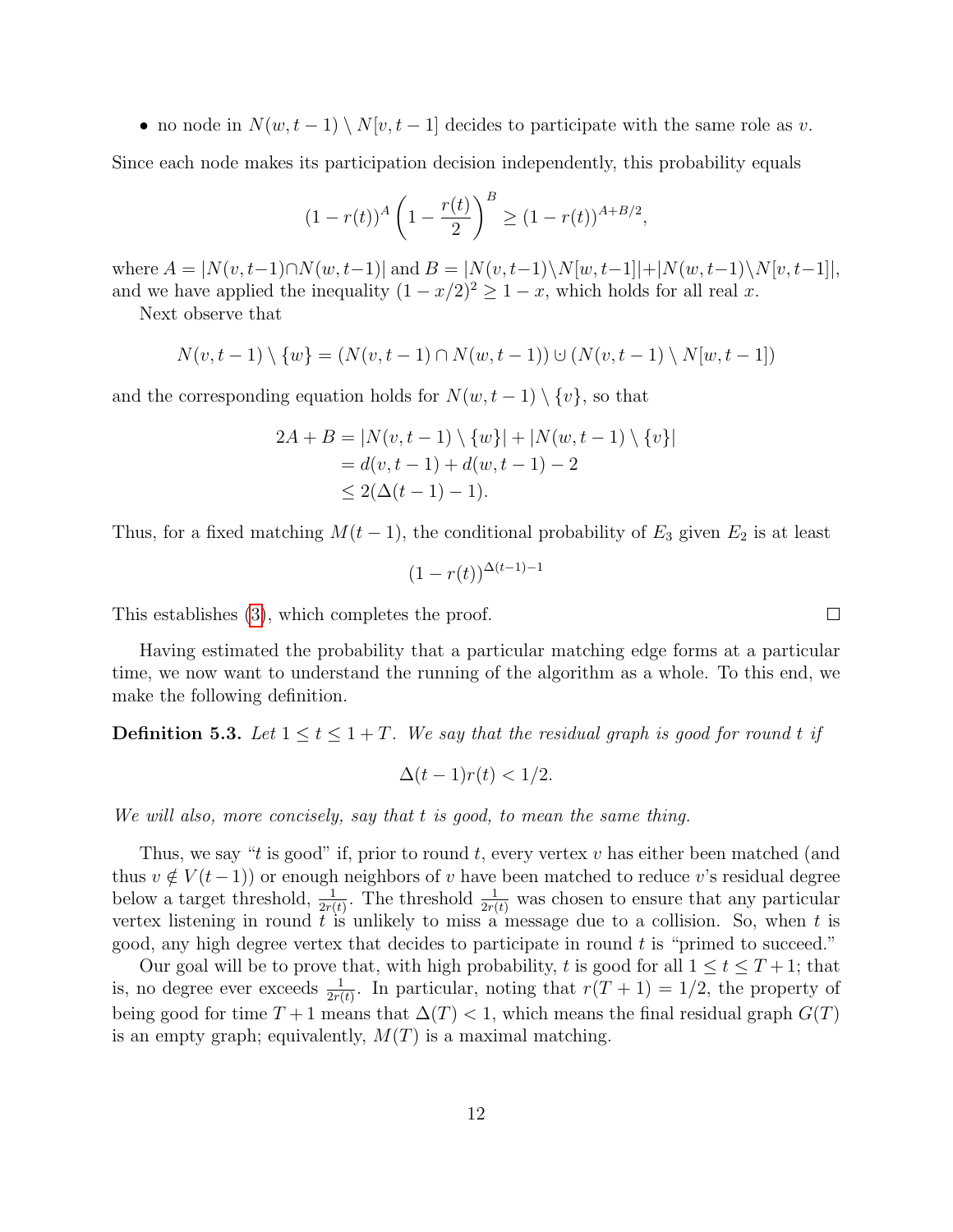- no node in $N(w, t-1) \setminus N[v, t-1]$ decides to participate with the same role as $v$.

Since each node makes its participation decision independently, this probability equals

$$(1 - r(t))^A \left(1 - \frac{r(t)}{2}\right)^B \geq (1 - r(t))^{A+B/2},$$

where $A = |N(v, t-1) \cap N(w, t-1)|$ and $B = |N(v, t-1) \setminus N[w, t-1]| + |N(w, t-1) \setminus N[v, t-1]|$, and we have applied the inequality $(1 - x/2)^2 \geq 1 - x$, which holds for all real $x$.

Next observe that

$$N(v, t-1) \setminus \{w\} = (N(v, t-1) \cap N(w, t-1)) \cup (N(v, t-1) \setminus N[w, t-1])$$

and the corresponding equation holds for $N(w, t-1) \setminus \{v\}$, so that

$$\begin{aligned} 2A + B &= |N(v, t-1) \setminus \{w\}| + |N(w, t-1) \setminus \{v\}| \\ &= d(v, t-1) + d(w, t-1) - 2 \\ &\leq 2(\Delta(t-1) - 1). \end{aligned}$$

Thus, for a fixed matching $M(t-1)$, the conditional probability of $E_3$ given $E_2$ is at least

$$(1 - r(t))^{\Delta(t-1)-1}$$

This establishes (3), which completes the proof. □

Having estimated the probability that a particular matching edge forms at a particular time, we now want to understand the running of the algorithm as a whole. To this end, we make the following definition.

**Definition 5.3.** *Let $1 \leq t \leq 1 + T$. We say that the residual graph is good for round $t$ if*

$$\Delta(t-1) r(t) < 1/2.$$

*We will also, more concisely, say that $t$ is good, to mean the same thing.*

Thus, we say "$t$ is good" if, prior to round $t$, every vertex $v$ has either been matched (and thus $v \notin V(t-1)$) or enough neighbors of $v$ have been matched to reduce $v$'s residual degree below a target threshold, $\frac{1}{2r(t)}$. The threshold $\frac{1}{2r(t)}$ was chosen to ensure that any particular vertex listening in round $t$ is unlikely to miss a message due to a collision. So, when $t$ is good, any high degree vertex that decides to participate in round $t$ is "primed to succeed."

Our goal will be to prove that, with high probability, $t$ is good for all $1 \leq t \leq T + 1$; that is, no degree ever exceeds $\frac{1}{2r(t)}$. In particular, noting that $r(T+1) = 1/2$, the property of being good for time $T+1$ means that $\Delta(T) < 1$, which means the final residual graph $G(T)$ is an empty graph; equivalently, $M(T)$ is a maximal matching.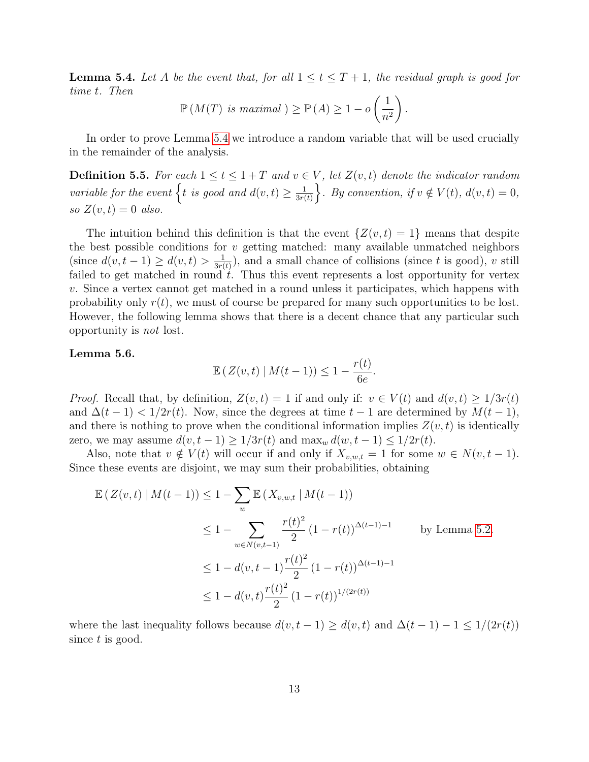**Lemma 5.4.** *Let $A$ be the event that, for all $1 \leq t \leq T+1$, the residual graph is good for time $t$. Then*

$$\mathbb{P}\left(M(T) \text{ is maximal }\right) \geq \mathbb{P}\left(A\right) \geq 1 - o\left(\frac{1}{n^2}\right).$$

In order to prove Lemma 5.4 we introduce a random variable that will be used crucially in the remainder of the analysis.

**Definition 5.5.** *For each $1 \leq t \leq 1+T$ and $v \in V$, let $Z(v,t)$ denote the indicator random variable for the event $\left\{t \text{ is good and } d(v,t) \geq \frac{1}{3r(t)}\right\}$. By convention, if $v \notin V(t)$, $d(v,t) = 0$, so $Z(v,t) = 0$ also.*

The intuition behind this definition is that the event $\{Z(v,t) = 1\}$ means that despite the best possible conditions for $v$ getting matched: many available unmatched neighbors (since $d(v,t-1) \geq d(v,t) > \frac{1}{3r(t)}$), and a small chance of collisions (since $t$ is good), $v$ still failed to get matched in round $t$. Thus this event represents a lost opportunity for vertex $v$. Since a vertex cannot get matched in a round unless it participates, which happens with probability only $r(t)$, we must of course be prepared for many such opportunities to be lost. However, the following lemma shows that there is a decent chance that any particular such opportunity is *not* lost.

**Lemma 5.6.**

$$\mathbb{E}\left(Z(v,t) \mid M(t-1)\right) \leq 1 - \frac{r(t)}{6e}.$$

*Proof.* Recall that, by definition, $Z(v,t) = 1$ if and only if: $v \in V(t)$ and $d(v,t) \geq 1/3r(t)$ and $\Delta(t-1) < 1/2r(t)$. Now, since the degrees at time $t-1$ are determined by $M(t-1)$, and there is nothing to prove when the conditional information implies $Z(v,t)$ is identically zero, we may assume $d(v,t-1) \geq 1/3r(t)$ and $\max_w d(w,t-1) \leq 1/2r(t)$.

Also, note that $v \notin V(t)$ will occur if and only if $X_{v,w,t} = 1$ for some $w \in N(v,t-1)$. Since these events are disjoint, we may sum their probabilities, obtaining

$$\begin{aligned}
\mathbb{E}\left(Z(v,t) \mid M(t-1)\right) &\leq 1 - \sum_w \mathbb{E}\left(X_{v,w,t} \mid M(t-1)\right) \\
&\leq 1 - \sum_{w \in N(v,t-1)} \frac{r(t)^2}{2}\left(1 - r(t)\right)^{\Delta(t-1)-1} \qquad \text{by Lemma 5.2} \\
&\leq 1 - d(v,t-1)\frac{r(t)^2}{2}\left(1 - r(t)\right)^{\Delta(t-1)-1} \\
&\leq 1 - d(v,t)\frac{r(t)^2}{2}\left(1 - r(t)\right)^{1/(2r(t))}
\end{aligned}$$

where the last inequality follows because $d(v,t-1) \geq d(v,t)$ and $\Delta(t-1) - 1 \leq 1/(2r(t))$ since $t$ is good.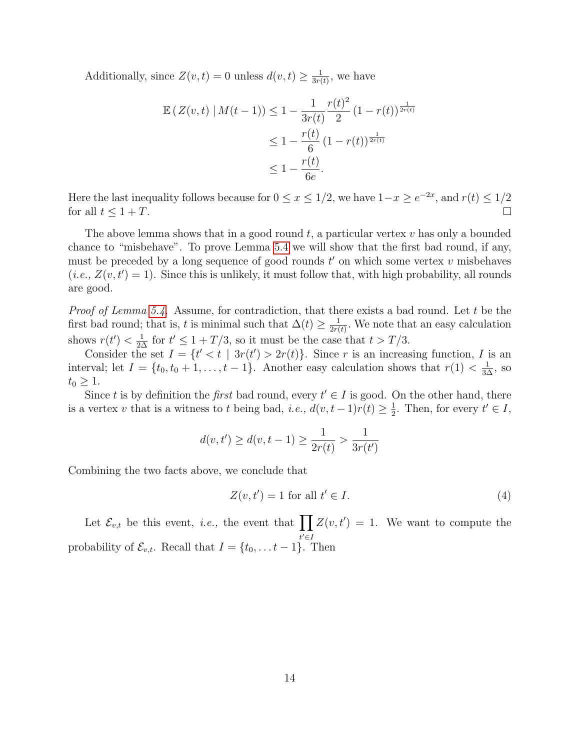Additionally, since $Z(v,t) = 0$ unless $d(v,t) \geq \frac{1}{3r(t)}$, we have

$$
\begin{aligned}
\mathbb{E}\left( Z(v,t) \mid M(t-1) \right) &\leq 1 - \frac{1}{3r(t)} \frac{r(t)^2}{2} \left(1 - r(t)\right)^{\frac{1}{2r(t)}} \\
&\leq 1 - \frac{r(t)}{6} \left(1 - r(t)\right)^{\frac{1}{2r(t)}} \\
&\leq 1 - \frac{r(t)}{6e}.
\end{aligned}
$$

Here the last inequality follows because for $0 \leq x \leq 1/2$, we have $1 - x \geq e^{-2x}$, and $r(t) \leq 1/2$ for all $t \leq 1 + T$. ◻

The above lemma shows that in a good round $t$, a particular vertex $v$ has only a bounded chance to "misbehave". To prove Lemma 5.4 we will show that the first bad round, if any, must be preceded by a long sequence of good rounds $t'$ on which some vertex $v$ misbehaves (*i.e.,* $Z(v,t') = 1$). Since this is unlikely, it must follow that, with high probability, all rounds are good.

*Proof of Lemma 5.4.* Assume, for contradiction, that there exists a bad round. Let $t$ be the first bad round; that is, $t$ is minimal such that $\Delta(t) \geq \frac{1}{2r(t)}$. We note that an easy calculation shows $r(t') < \frac{1}{2\Delta}$ for $t' \leq 1 + T/3$, so it must be the case that $t > T/3$.

Consider the set $I = \{t' < t \mid 3r(t') > 2r(t)\}$. Since $r$ is an increasing function, $I$ is an interval; let $I = \{t_0, t_0 + 1, \ldots, t-1\}$. Another easy calculation shows that $r(1) < \frac{1}{3\Delta}$, so $t_0 \geq 1$.

Since $t$ is by definition the *first* bad round, every $t' \in I$ is good. On the other hand, there is a vertex $v$ that is a witness to $t$ being bad, *i.e.,* $d(v, t-1) r(t) \geq \frac{1}{2}$. Then, for every $t' \in I$,

$$
d(v,t') \geq d(v,t-1) \geq \frac{1}{2r(t)} > \frac{1}{3r(t')}
$$

Combining the two facts above, we conclude that

$$
Z(v,t') = 1 \text{ for all } t' \in I. \tag{4}
$$

Let $\mathcal{E}_{v,t}$ be this event, *i.e.,* the event that $\prod_{t' \in I} Z(v,t') = 1$. We want to compute the probability of $\mathcal{E}_{v,t}$. Recall that $I = \{t_0, \ldots t-1\}$. Then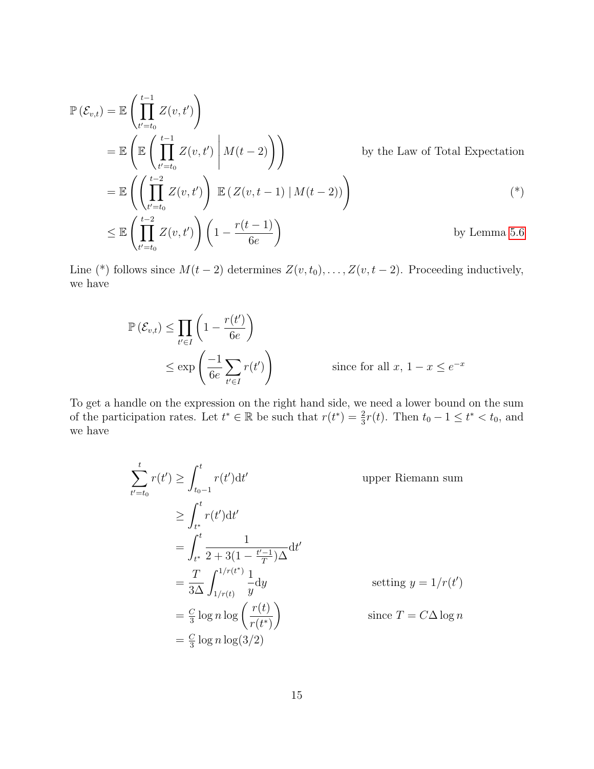$$
\begin{aligned}
\mathbb{P}\left(\mathcal{E}_{v,t}\right) &= \mathbb{E}\left(\prod_{t'=t_0}^{t-1} Z(v,t')\right) \\
&= \mathbb{E}\left(\mathbb{E}\left(\prod_{t'=t_0}^{t-1} Z(v,t') \,\middle|\, M(t-2)\right)\right) && \text{by the Law of Total Expectation} \\
&= \mathbb{E}\left(\left(\prod_{t'=t_0}^{t-2} Z(v,t')\right)\, \mathbb{E}\left(Z(v,t-1) \mid M(t-2)\right)\right) && (*) \\
&\leq \mathbb{E}\left(\prod_{t'=t_0}^{t-2} Z(v,t')\right)\left(1 - \frac{r(t-1)}{6e}\right) && \text{by Lemma 5.6}
\end{aligned}
$$

Line (*) follows since $M(t-2)$ determines $Z(v,t_0), \ldots, Z(v,t-2)$. Proceeding inductively, we have

$$
\begin{aligned}
\mathbb{P}\left(\mathcal{E}_{v,t}\right) &\leq \prod_{t' \in I}\left(1 - \frac{r(t')}{6e}\right) \\
&\leq \exp\left(\frac{-1}{6e}\sum_{t' \in I} r(t')\right) && \text{since for all } x,\ 1 - x \leq e^{-x}
\end{aligned}
$$

To get a handle on the expression on the right hand side, we need a lower bound on the sum of the participation rates. Let $t^* \in \mathbb{R}$ be such that $r(t^*) = \frac{2}{3}r(t)$. Then $t_0 - 1 \leq t^* < t_0$, and we have

$$
\begin{aligned}
\sum_{t'=t_0}^{t} r(t') &\geq \int_{t_0-1}^{t} r(t')\mathrm{d}t' && \text{upper Riemann sum} \\
&\geq \int_{t^*}^{t} r(t')\mathrm{d}t' \\
&= \int_{t^*}^{t} \frac{1}{2 + 3(1 - \frac{t'-1}{T})\Delta}\mathrm{d}t' \\
&= \frac{T}{3\Delta}\int_{1/r(t)}^{1/r(t^*)} \frac{1}{y}\mathrm{d}y && \text{setting } y = 1/r(t') \\
&= \tfrac{C}{3}\log n \log\left(\frac{r(t)}{r(t^*)}\right) && \text{since } T = C\Delta\log n \\
&= \tfrac{C}{3}\log n \log(3/2)
\end{aligned}
$$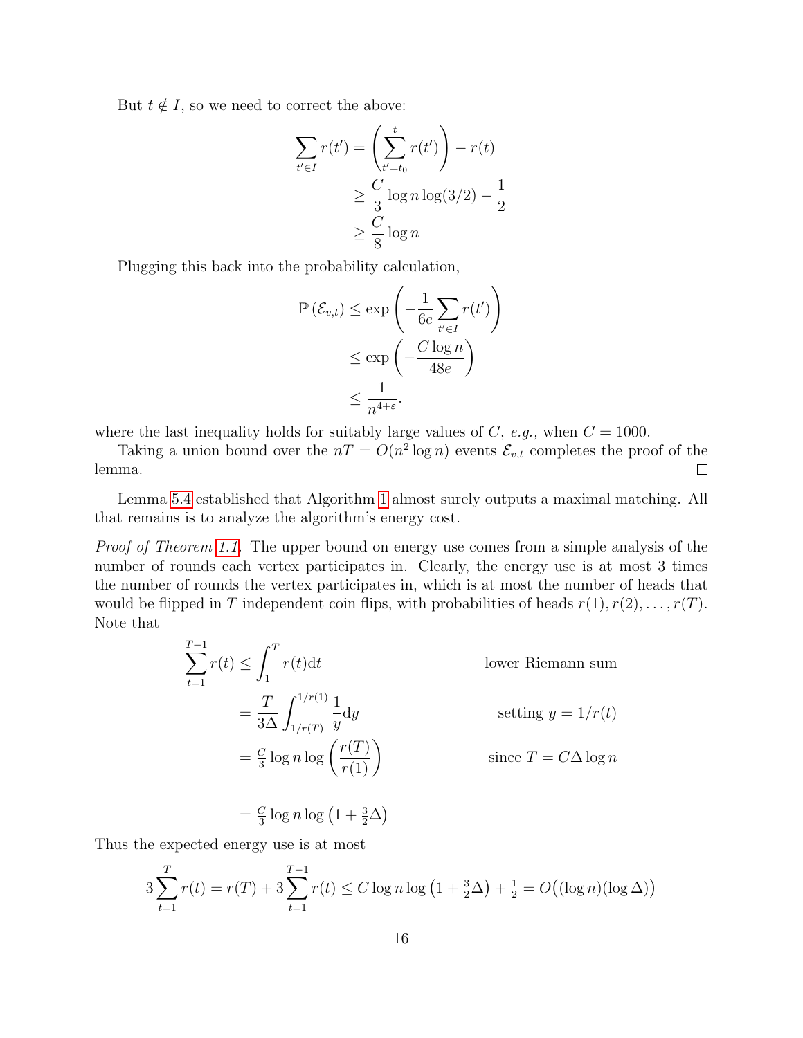But $t \notin I$, so we need to correct the above:

$$
\begin{aligned}
\sum_{t' \in I} r(t') &= \left(\sum_{t'=t_0}^{t} r(t')\right) - r(t) \\
&\geq \frac{C}{3} \log n \log(3/2) - \frac{1}{2} \\
&\geq \frac{C}{8} \log n
\end{aligned}
$$

Plugging this back into the probability calculation,

$$
\begin{aligned}
\mathbb{P}\left(\mathcal{E}_{v,t}\right) &\leq \exp\left(-\frac{1}{6e}\sum_{t' \in I} r(t')\right) \\
&\leq \exp\left(-\frac{C \log n}{48e}\right) \\
&\leq \frac{1}{n^{4+\varepsilon}}.
\end{aligned}
$$

where the last inequality holds for suitably large values of $C$, *e.g.,* when $C = 1000$.

Taking a union bound over the $nT = O(n^2 \log n)$ events $\mathcal{E}_{v,t}$ completes the proof of the lemma. ◻

Lemma 5.4 established that Algorithm 1 almost surely outputs a maximal matching. All that remains is to analyze the algorithm's energy cost.

*Proof of Theorem 1.1.* The upper bound on energy use comes from a simple analysis of the number of rounds each vertex participates in. Clearly, the energy use is at most 3 times the number of rounds the vertex participates in, which is at most the number of heads that would be flipped in $T$ independent coin flips, with probabilities of heads $r(1), r(2), \ldots, r(T)$. Note that

$$
\begin{aligned}
\sum_{t=1}^{T-1} r(t) &\leq \int_{1}^{T} r(t) \mathrm{d}t && \text{lower Riemann sum} \\
&= \frac{T}{3\Delta} \int_{1/r(T)}^{1/r(1)} \frac{1}{y} \mathrm{d}y && \text{setting } y = 1/r(t) \\
&= \tfrac{C}{3} \log n \log\left(\frac{r(T)}{r(1)}\right) && \text{since } T = C\Delta \log n \\
&= \tfrac{C}{3} \log n \log\left(1 + \tfrac{3}{2}\Delta\right)
\end{aligned}
$$

Thus the expected energy use is at most

$$
3\sum_{t=1}^{T} r(t) = r(T) + 3\sum_{t=1}^{T-1} r(t) \leq C \log n \log\left(1 + \tfrac{3}{2}\Delta\right) + \tfrac{1}{2} = O\big((\log n)(\log \Delta)\big)
$$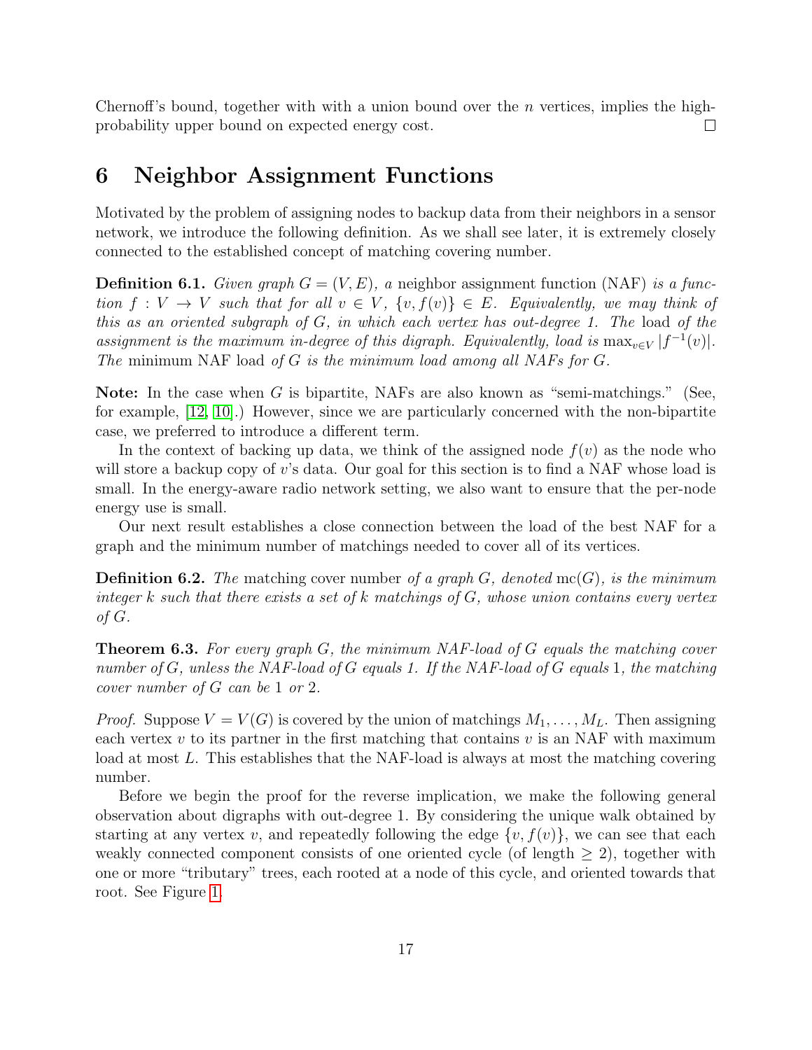Chernoff's bound, together with with a union bound over the $n$ vertices, implies the high-probability upper bound on expected energy cost. □

# 6 Neighbor Assignment Functions

Motivated by the problem of assigning nodes to backup data from their neighbors in a sensor network, we introduce the following definition. As we shall see later, it is extremely closely connected to the established concept of matching covering number.

**Definition 6.1.** *Given graph $G = (V, E)$, a* neighbor assignment function (NAF) *is a function $f : V \to V$ such that for all $v \in V$, $\{v, f(v)\} \in E$. Equivalently, we may think of this as an oriented subgraph of $G$, in which each vertex has out-degree 1. The* load *of the assignment is the maximum in-degree of this digraph. Equivalently, load is $\max_{v \in V} |f^{-1}(v)|$. The* minimum NAF load *of $G$ is the minimum load among all NAFs for $G$.*

**Note:** In the case when $G$ is bipartite, NAFs are also known as "semi-matchings." (See, for example, [12, 10].) However, since we are particularly concerned with the non-bipartite case, we preferred to introduce a different term.

In the context of backing up data, we think of the assigned node $f(v)$ as the node who will store a backup copy of $v$'s data. Our goal for this section is to find a NAF whose load is small. In the energy-aware radio network setting, we also want to ensure that the per-node energy use is small.

Our next result establishes a close connection between the load of the best NAF for a graph and the minimum number of matchings needed to cover all of its vertices.

**Definition 6.2.** *The* matching cover number *of a graph $G$, denoted $\mathrm{mc}(G)$, is the minimum integer $k$ such that there exists a set of $k$ matchings of $G$, whose union contains every vertex of $G$.*

**Theorem 6.3.** *For every graph $G$, the minimum NAF-load of $G$ equals the matching cover number of $G$, unless the NAF-load of $G$ equals 1. If the NAF-load of $G$ equals $1$, the matching cover number of $G$ can be $1$ or $2$.*

*Proof.* Suppose $V = V(G)$ is covered by the union of matchings $M_1, \ldots, M_L$. Then assigning each vertex $v$ to its partner in the first matching that contains $v$ is an NAF with maximum load at most $L$. This establishes that the NAF-load is always at most the matching covering number.

Before we begin the proof for the reverse implication, we make the following general observation about digraphs with out-degree 1. By considering the unique walk obtained by starting at any vertex $v$, and repeatedly following the edge $\{v, f(v)\}$, we can see that each weakly connected component consists of one oriented cycle (of length $\geq 2$), together with one or more "tributary" trees, each rooted at a node of this cycle, and oriented towards that root. See Figure 1.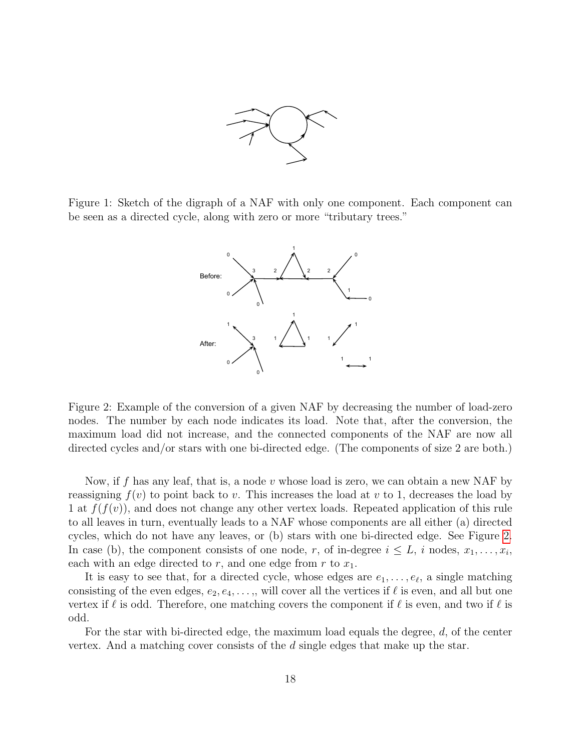Figure 1: Sketch of the digraph of a NAF with only one component. Each component can be seen as a directed cycle, along with zero or more "tributary trees."

Figure 2: Example of the conversion of a given NAF by decreasing the number of load-zero nodes. The number by each node indicates its load. Note that, after the conversion, the maximum load did not increase, and the connected components of the NAF are now all directed cycles and/or stars with one bi-directed edge. (The components of size 2 are both.)

Now, if $f$ has any leaf, that is, a node $v$ whose load is zero, we can obtain a new NAF by reassigning $f(v)$ to point back to $v$. This increases the load at $v$ to 1, decreases the load by 1 at $f(f(v))$, and does not change any other vertex loads. Repeated application of this rule to all leaves in turn, eventually leads to a NAF whose components are all either (a) directed cycles, which do not have any leaves, or (b) stars with one bi-directed edge. See Figure 2. In case (b), the component consists of one node, $r$, of in-degree $i \leq L$, $i$ nodes, $x_1, \ldots, x_i$, each with an edge directed to $r$, and one edge from $r$ to $x_1$.

It is easy to see that, for a directed cycle, whose edges are $e_1, \ldots, e_\ell$, a single matching consisting of the even edges, $e_2, e_4, \ldots,$, will cover all the vertices if $\ell$ is even, and all but one vertex if $\ell$ is odd. Therefore, one matching covers the component if $\ell$ is even, and two if $\ell$ is odd.

For the star with bi-directed edge, the maximum load equals the degree, $d$, of the center vertex. And a matching cover consists of the $d$ single edges that make up the star.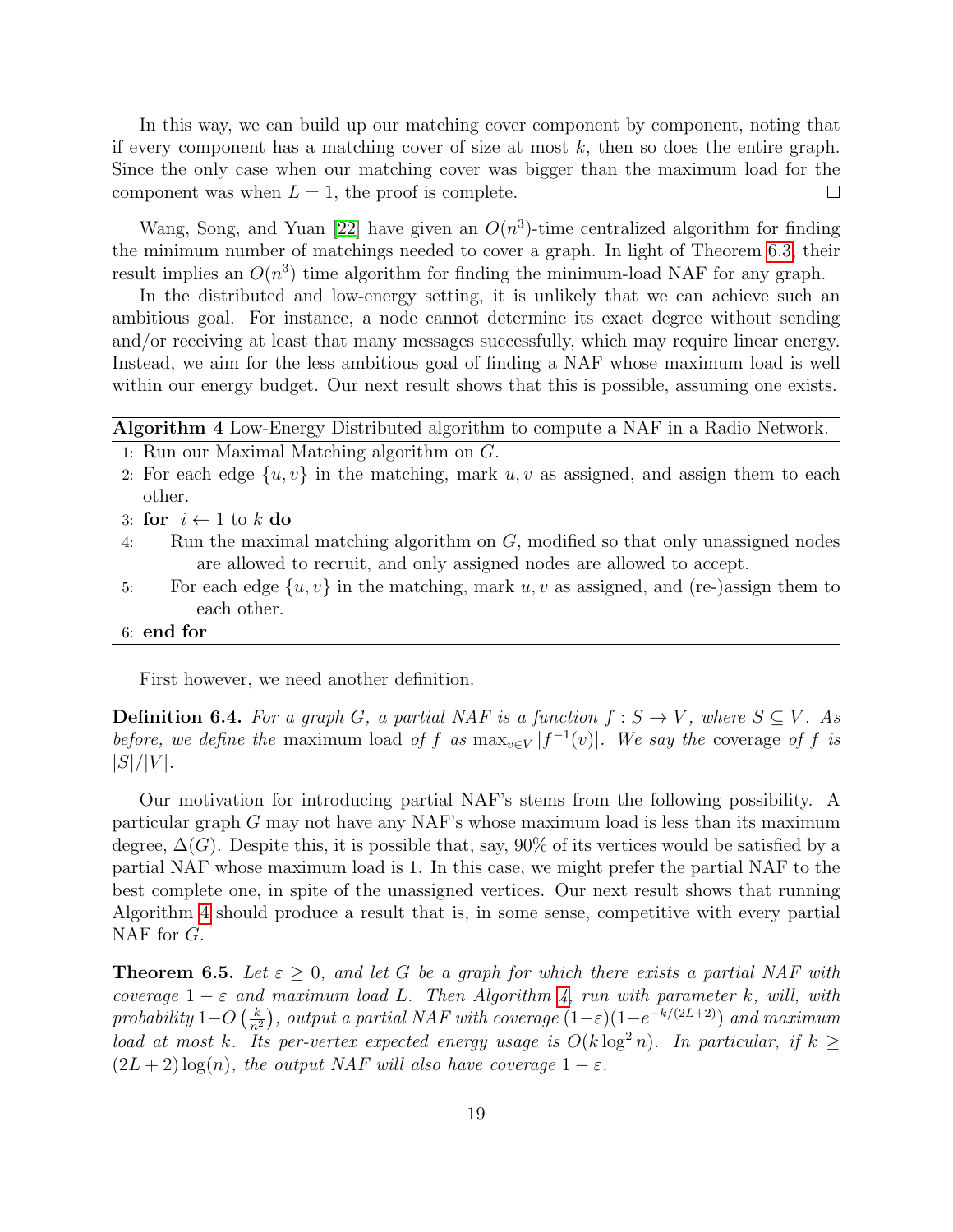In this way, we can build up our matching cover component by component, noting that if every component has a matching cover of size at most $k$, then so does the entire graph. Since the only case when our matching cover was bigger than the maximum load for the component was when $L = 1$, the proof is complete. □

Wang, Song, and Yuan [22] have given an $O(n^3)$-time centralized algorithm for finding the minimum number of matchings needed to cover a graph. In light of Theorem 6.3, their result implies an $O(n^3)$ time algorithm for finding the minimum-load NAF for any graph.

In the distributed and low-energy setting, it is unlikely that we can achieve such an ambitious goal. For instance, a node cannot determine its exact degree without sending and/or receiving at least that many messages successfully, which may require linear energy. Instead, we aim for the less ambitious goal of finding a NAF whose maximum load is well within our energy budget. Our next result shows that this is possible, assuming one exists.

---

**Algorithm 4** Low-Energy Distributed algorithm to compute a NAF in a Radio Network.

```
1: Run our Maximal Matching algorithm on G.
2: For each edge {u, v} in the matching, mark u, v as assigned, and assign them to each
   other.
3: for i ← 1 to k do
4:     Run the maximal matching algorithm on G, modified so that only unassigned nodes
           are allowed to recruit, and only assigned nodes are allowed to accept.
5:     For each edge {u, v} in the matching, mark u, v as assigned, and (re-)assign them to
           each other.
6: end for
```

---

First however, we need another definition.

**Definition 6.4.** *For a graph $G$, a partial NAF is a function $f : S \to V$, where $S \subseteq V$. As before, we define the* maximum load *of $f$ as $\max_{v \in V} |f^{-1}(v)|$. We say the* coverage *of $f$ is $|S|/|V|$.*

Our motivation for introducing partial NAF's stems from the following possibility. A particular graph $G$ may not have any NAF's whose maximum load is less than its maximum degree, $\Delta(G)$. Despite this, it is possible that, say, 90% of its vertices would be satisfied by a partial NAF whose maximum load is 1. In this case, we might prefer the partial NAF to the best complete one, in spite of the unassigned vertices. Our next result shows that running Algorithm 4 should produce a result that is, in some sense, competitive with every partial NAF for $G$.

**Theorem 6.5.** *Let $\varepsilon \geq 0$, and let $G$ be a graph for which there exists a partial NAF with coverage $1 - \varepsilon$ and maximum load $L$. Then Algorithm 4, run with parameter $k$, will, with probability $1 - O\left(\frac{k}{n^2}\right)$, output a partial NAF with coverage $(1-\varepsilon)(1-e^{-k/(2L+2)})$ and maximum load at most $k$. Its per-vertex expected energy usage is $O(k \log^2 n)$. In particular, if $k \geq (2L+2)\log(n)$, the output NAF will also have coverage $1 - \varepsilon$.*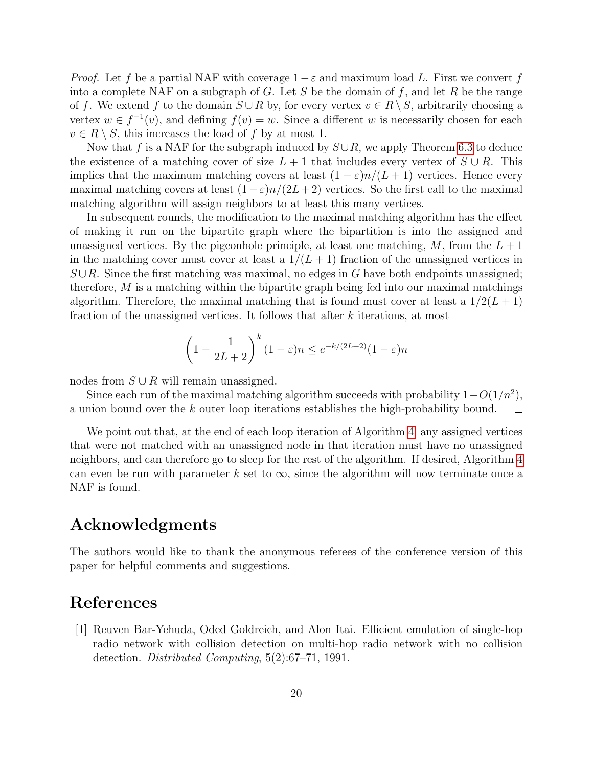*Proof.* Let $f$ be a partial NAF with coverage $1-\varepsilon$ and maximum load $L$. First we convert $f$ into a complete NAF on a subgraph of $G$. Let $S$ be the domain of $f$, and let $R$ be the range of $f$. We extend $f$ to the domain $S \cup R$ by, for every vertex $v \in R \setminus S$, arbitrarily choosing a vertex $w \in f^{-1}(v)$, and defining $f(v) = w$. Since a different $w$ is necessarily chosen for each $v \in R \setminus S$, this increases the load of $f$ by at most 1.

Now that $f$ is a NAF for the subgraph induced by $S \cup R$, we apply Theorem 6.3 to deduce the existence of a matching cover of size $L+1$ that includes every vertex of $S \cup R$. This implies that the maximum matching covers at least $(1-\varepsilon)n/(L+1)$ vertices. Hence every maximal matching covers at least $(1-\varepsilon)n/(2L+2)$ vertices. So the first call to the maximal matching algorithm will assign neighbors to at least this many vertices.

In subsequent rounds, the modification to the maximal matching algorithm has the effect of making it run on the bipartite graph where the bipartition is into the assigned and unassigned vertices. By the pigeonhole principle, at least one matching, $M$, from the $L+1$ in the matching cover must cover at least a $1/(L+1)$ fraction of the unassigned vertices in $S \cup R$. Since the first matching was maximal, no edges in $G$ have both endpoints unassigned; therefore, $M$ is a matching within the bipartite graph being fed into our maximal matchings algorithm. Therefore, the maximal matching that is found must cover at least a $1/2(L+1)$ fraction of the unassigned vertices. It follows that after $k$ iterations, at most

$$\left(1 - \frac{1}{2L+2}\right)^k (1-\varepsilon)n \leq e^{-k/(2L+2)}(1-\varepsilon)n$$

nodes from $S \cup R$ will remain unassigned.

Since each run of the maximal matching algorithm succeeds with probability $1 - O(1/n^2)$, a union bound over the $k$ outer loop iterations establishes the high-probability bound. □

We point out that, at the end of each loop iteration of Algorithm 4, any assigned vertices that were not matched with an unassigned node in that iteration must have no unassigned neighbors, and can therefore go to sleep for the rest of the algorithm. If desired, Algorithm 4 can even be run with parameter $k$ set to $\infty$, since the algorithm will now terminate once a NAF is found.

## Acknowledgments

The authors would like to thank the anonymous referees of the conference version of this paper for helpful comments and suggestions.

## References

[1] Reuven Bar-Yehuda, Oded Goldreich, and Alon Itai. Efficient emulation of single-hop radio network with collision detection on multi-hop radio network with no collision detection. *Distributed Computing*, 5(2):67–71, 1991.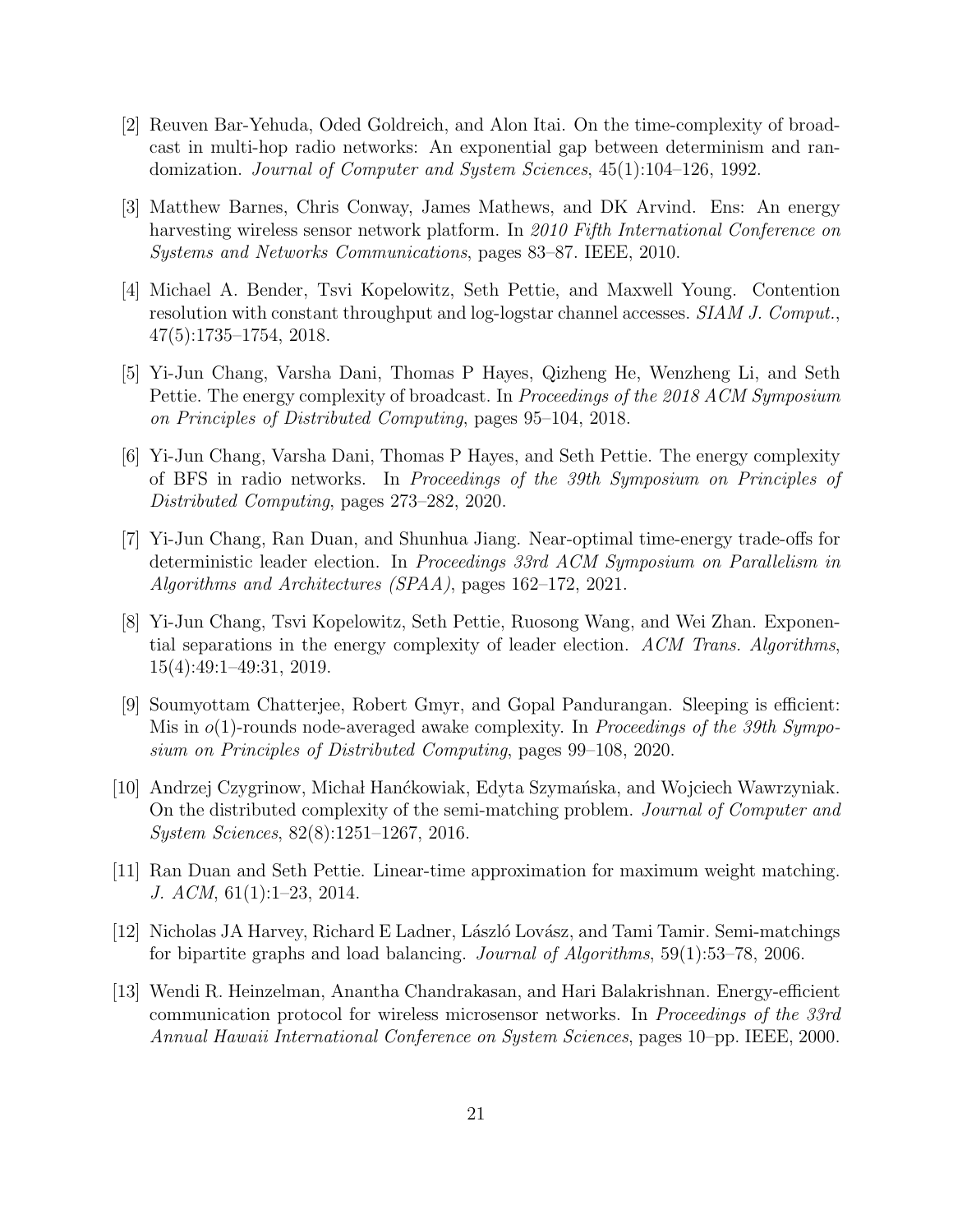[2] Reuven Bar-Yehuda, Oded Goldreich, and Alon Itai. On the time-complexity of broadcast in multi-hop radio networks: An exponential gap between determinism and randomization. *Journal of Computer and System Sciences*, 45(1):104–126, 1992.

[3] Matthew Barnes, Chris Conway, James Mathews, and DK Arvind. Ens: An energy harvesting wireless sensor network platform. In *2010 Fifth International Conference on Systems and Networks Communications*, pages 83–87. IEEE, 2010.

[4] Michael A. Bender, Tsvi Kopelowitz, Seth Pettie, and Maxwell Young. Contention resolution with constant throughput and log-logstar channel accesses. *SIAM J. Comput.*, 47(5):1735–1754, 2018.

[5] Yi-Jun Chang, Varsha Dani, Thomas P Hayes, Qizheng He, Wenzheng Li, and Seth Pettie. The energy complexity of broadcast. In *Proceedings of the 2018 ACM Symposium on Principles of Distributed Computing*, pages 95–104, 2018.

[6] Yi-Jun Chang, Varsha Dani, Thomas P Hayes, and Seth Pettie. The energy complexity of BFS in radio networks. In *Proceedings of the 39th Symposium on Principles of Distributed Computing*, pages 273–282, 2020.

[7] Yi-Jun Chang, Ran Duan, and Shunhua Jiang. Near-optimal time-energy trade-offs for deterministic leader election. In *Proceedings 33rd ACM Symposium on Parallelism in Algorithms and Architectures (SPAA)*, pages 162–172, 2021.

[8] Yi-Jun Chang, Tsvi Kopelowitz, Seth Pettie, Ruosong Wang, and Wei Zhan. Exponential separations in the energy complexity of leader election. *ACM Trans. Algorithms*, 15(4):49:1–49:31, 2019.

[9] Soumyottam Chatterjee, Robert Gmyr, and Gopal Pandurangan. Sleeping is efficient: Mis in $o(1)$-rounds node-averaged awake complexity. In *Proceedings of the 39th Symposium on Principles of Distributed Computing*, pages 99–108, 2020.

[10] Andrzej Czygrinow, Michał Hanćkowiak, Edyta Szymańska, and Wojciech Wawrzyniak. On the distributed complexity of the semi-matching problem. *Journal of Computer and System Sciences*, 82(8):1251–1267, 2016.

[11] Ran Duan and Seth Pettie. Linear-time approximation for maximum weight matching. *J. ACM*, 61(1):1–23, 2014.

[12] Nicholas JA Harvey, Richard E Ladner, László Lovász, and Tami Tamir. Semi-matchings for bipartite graphs and load balancing. *Journal of Algorithms*, 59(1):53–78, 2006.

[13] Wendi R. Heinzelman, Anantha Chandrakasan, and Hari Balakrishnan. Energy-efficient communication protocol for wireless microsensor networks. In *Proceedings of the 33rd Annual Hawaii International Conference on System Sciences*, pages 10–pp. IEEE, 2000.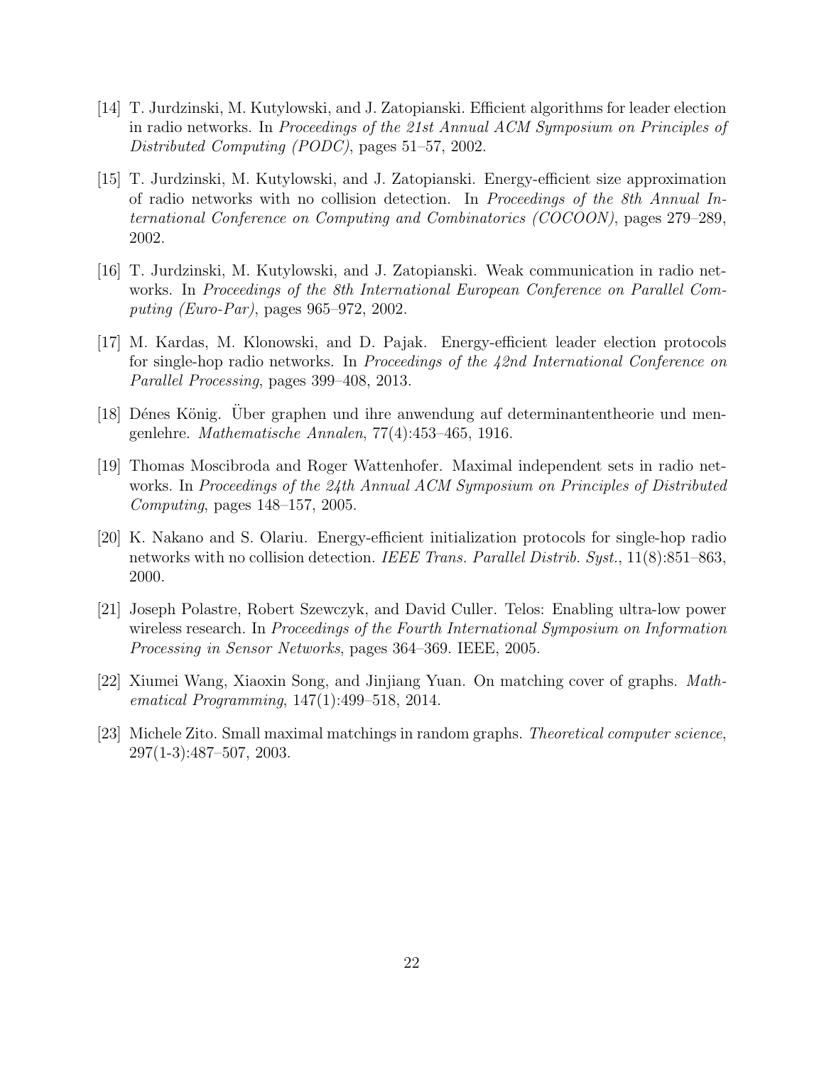[14] T. Jurdzinski, M. Kutylowski, and J. Zatopianski. Efficient algorithms for leader election in radio networks. In *Proceedings of the 21st Annual ACM Symposium on Principles of Distributed Computing (PODC)*, pages 51–57, 2002.

[15] T. Jurdzinski, M. Kutylowski, and J. Zatopianski. Energy-efficient size approximation of radio networks with no collision detection. In *Proceedings of the 8th Annual International Conference on Computing and Combinatorics (COCOON)*, pages 279–289, 2002.

[16] T. Jurdzinski, M. Kutylowski, and J. Zatopianski. Weak communication in radio networks. In *Proceedings of the 8th International European Conference on Parallel Computing (Euro-Par)*, pages 965–972, 2002.

[17] M. Kardas, M. Klonowski, and D. Pajak. Energy-efficient leader election protocols for single-hop radio networks. In *Proceedings of the 42nd International Conference on Parallel Processing*, pages 399–408, 2013.

[18] Dénes König. Über graphen und ihre anwendung auf determinantentheorie und mengenlehre. *Mathematische Annalen*, 77(4):453–465, 1916.

[19] Thomas Moscibroda and Roger Wattenhofer. Maximal independent sets in radio networks. In *Proceedings of the 24th Annual ACM Symposium on Principles of Distributed Computing*, pages 148–157, 2005.

[20] K. Nakano and S. Olariu. Energy-efficient initialization protocols for single-hop radio networks with no collision detection. *IEEE Trans. Parallel Distrib. Syst.*, 11(8):851–863, 2000.

[21] Joseph Polastre, Robert Szewczyk, and David Culler. Telos: Enabling ultra-low power wireless research. In *Proceedings of the Fourth International Symposium on Information Processing in Sensor Networks*, pages 364–369. IEEE, 2005.

[22] Xiumei Wang, Xiaoxin Song, and Jinjiang Yuan. On matching cover of graphs. *Mathematical Programming*, 147(1):499–518, 2014.

[23] Michele Zito. Small maximal matchings in random graphs. *Theoretical computer science*, 297(1-3):487–507, 2003.